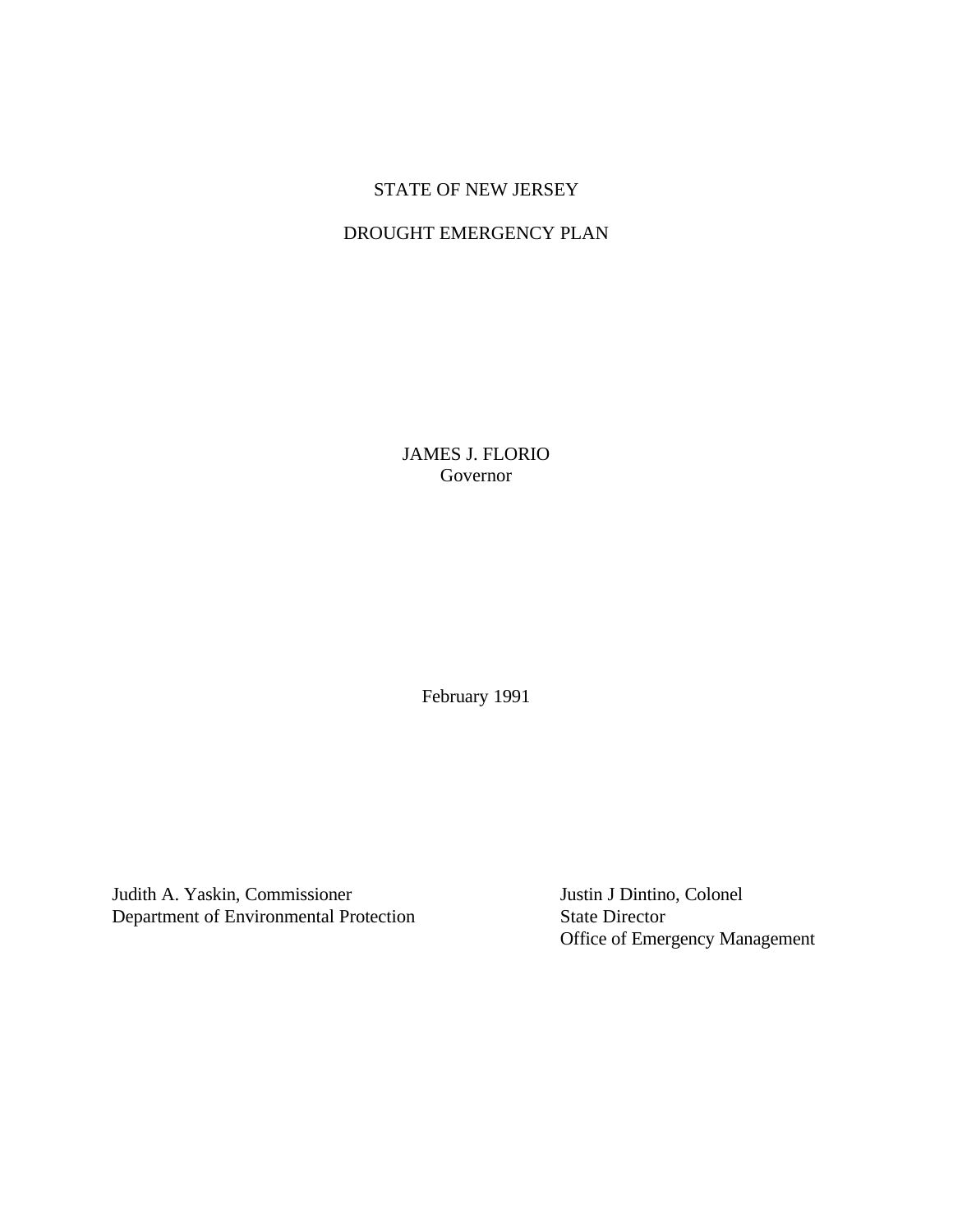# STATE OF NEW JERSEY

# DROUGHT EMERGENCY PLAN

JAMES J. FLORIO
Governor

February 1991

Judith A. Yaskin, Commissioner
Department of Environmental Protection

Justin J Dintino, Colonel
State Director
Office of Emergency Management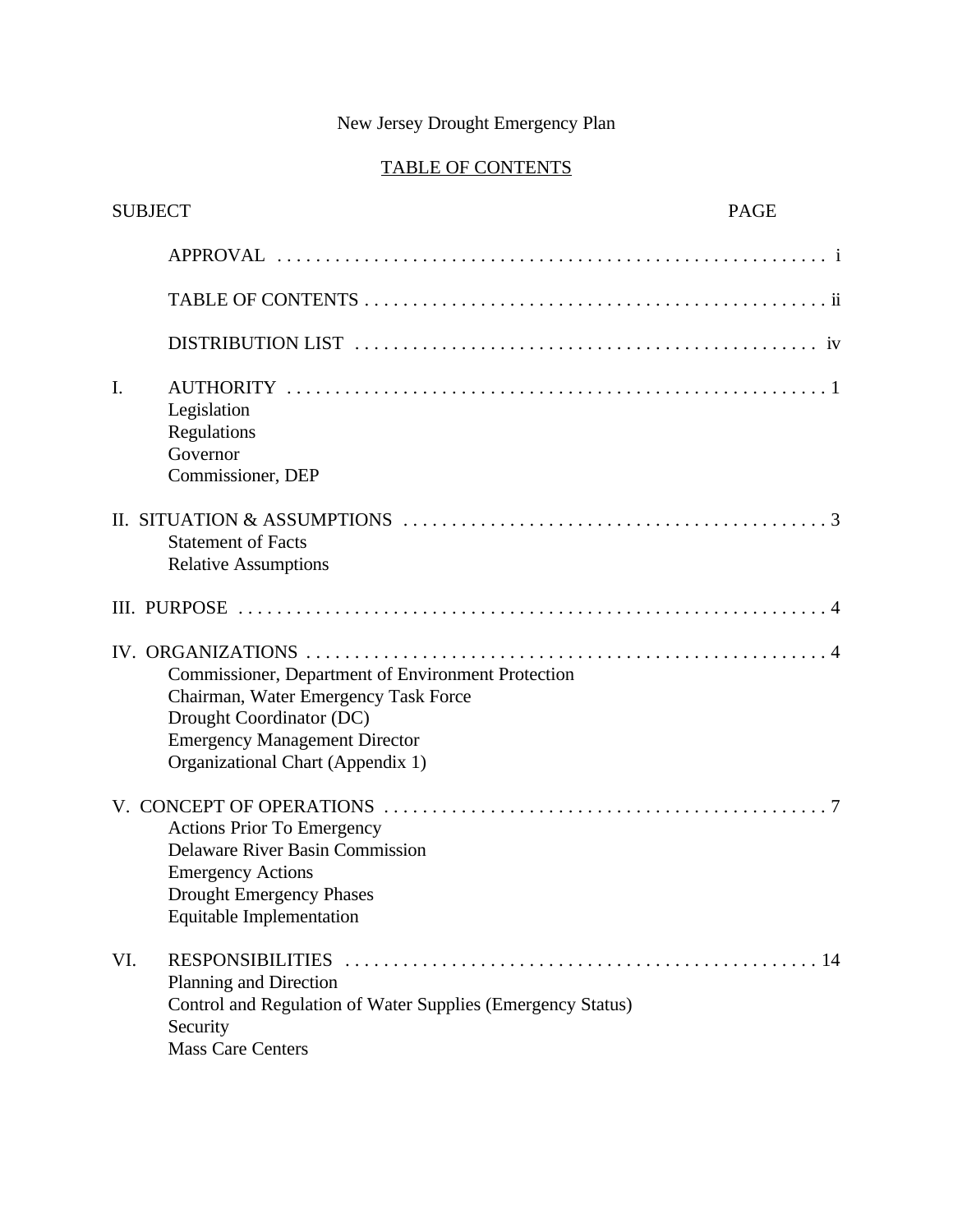New Jersey Drought Emergency Plan

## TABLE OF CONTENTS

| SUBJECT | | PAGE |
|---|---|---|
| | APPROVAL | i |
| | TABLE OF CONTENTS | ii |
| | DISTRIBUTION LIST | iv |
| I. | AUTHORITY<br>Legislation<br>Regulations<br>Governor<br>Commissioner, DEP | 1 |
| II. | SITUATION & ASSUMPTIONS<br>Statement of Facts<br>Relative Assumptions | 3 |
| III. | PURPOSE | 4 |
| IV. | ORGANIZATIONS<br>Commissioner, Department of Environment Protection<br>Chairman, Water Emergency Task Force<br>Drought Coordinator (DC)<br>Emergency Management Director<br>Organizational Chart (Appendix 1) | 4 |
| V. | CONCEPT OF OPERATIONS<br>Actions Prior To Emergency<br>Delaware River Basin Commission<br>Emergency Actions<br>Drought Emergency Phases<br>Equitable Implementation | 7 |
| VI. | RESPONSIBILITIES<br>Planning and Direction<br>Control and Regulation of Water Supplies (Emergency Status)<br>Security<br>Mass Care Centers | 14 |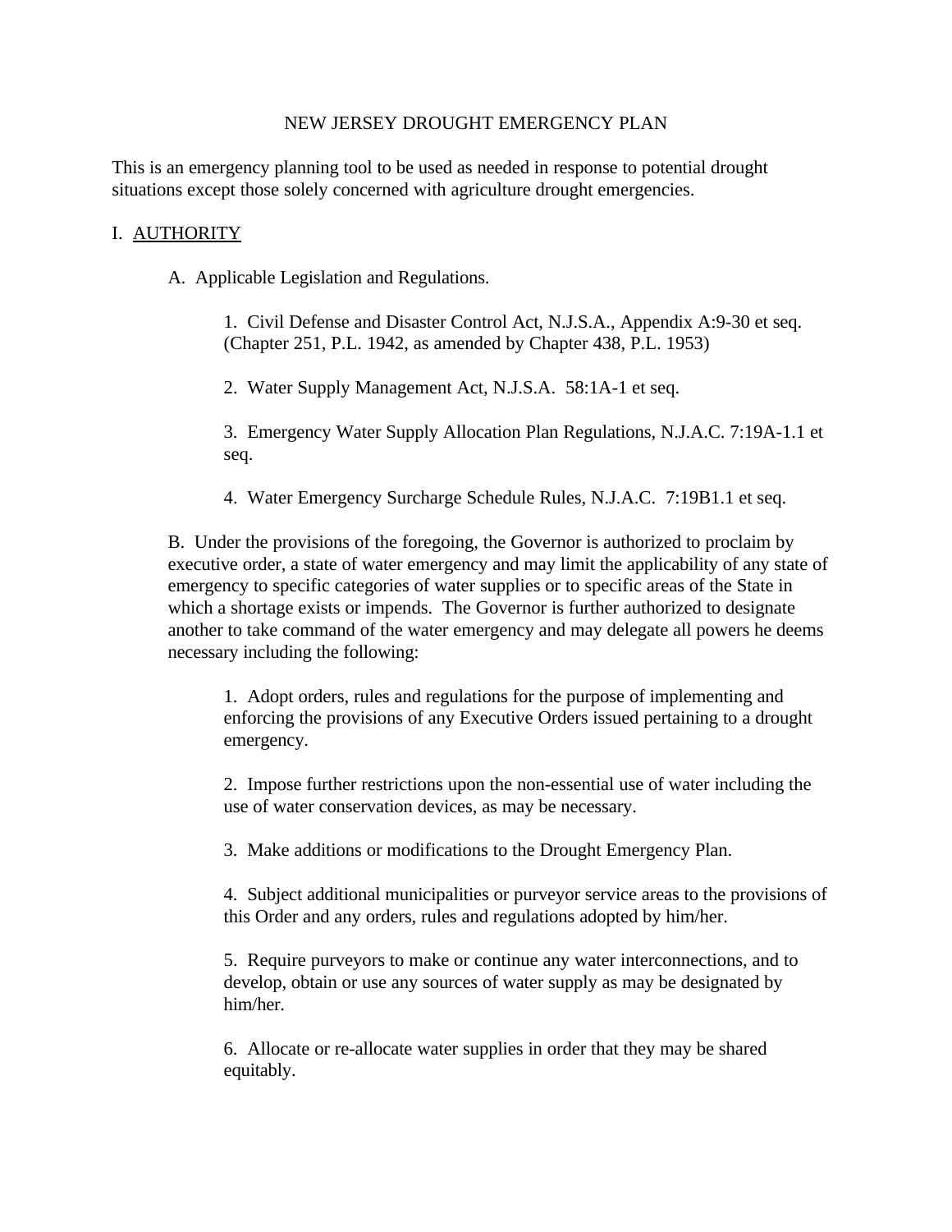# NEW JERSEY DROUGHT EMERGENCY PLAN

This is an emergency planning tool to be used as needed in response to potential drought situations except those solely concerned with agriculture drought emergencies.

## I. AUTHORITY

A. Applicable Legislation and Regulations.

1. Civil Defense and Disaster Control Act, N.J.S.A., Appendix A:9-30 et seq. (Chapter 251, P.L. 1942, as amended by Chapter 438, P.L. 1953)

2. Water Supply Management Act, N.J.S.A. 58:1A-1 et seq.

3. Emergency Water Supply Allocation Plan Regulations, N.J.A.C. 7:19A-1.1 et seq.

4. Water Emergency Surcharge Schedule Rules, N.J.A.C. 7:19B1.1 et seq.

B. Under the provisions of the foregoing, the Governor is authorized to proclaim by executive order, a state of water emergency and may limit the applicability of any state of emergency to specific categories of water supplies or to specific areas of the State in which a shortage exists or impends. The Governor is further authorized to designate another to take command of the water emergency and may delegate all powers he deems necessary including the following:

1. Adopt orders, rules and regulations for the purpose of implementing and enforcing the provisions of any Executive Orders issued pertaining to a drought emergency.

2. Impose further restrictions upon the non-essential use of water including the use of water conservation devices, as may be necessary.

3. Make additions or modifications to the Drought Emergency Plan.

4. Subject additional municipalities or purveyor service areas to the provisions of this Order and any orders, rules and regulations adopted by him/her.

5. Require purveyors to make or continue any water interconnections, and to develop, obtain or use any sources of water supply as may be designated by him/her.

6. Allocate or re-allocate water supplies in order that they may be shared equitably.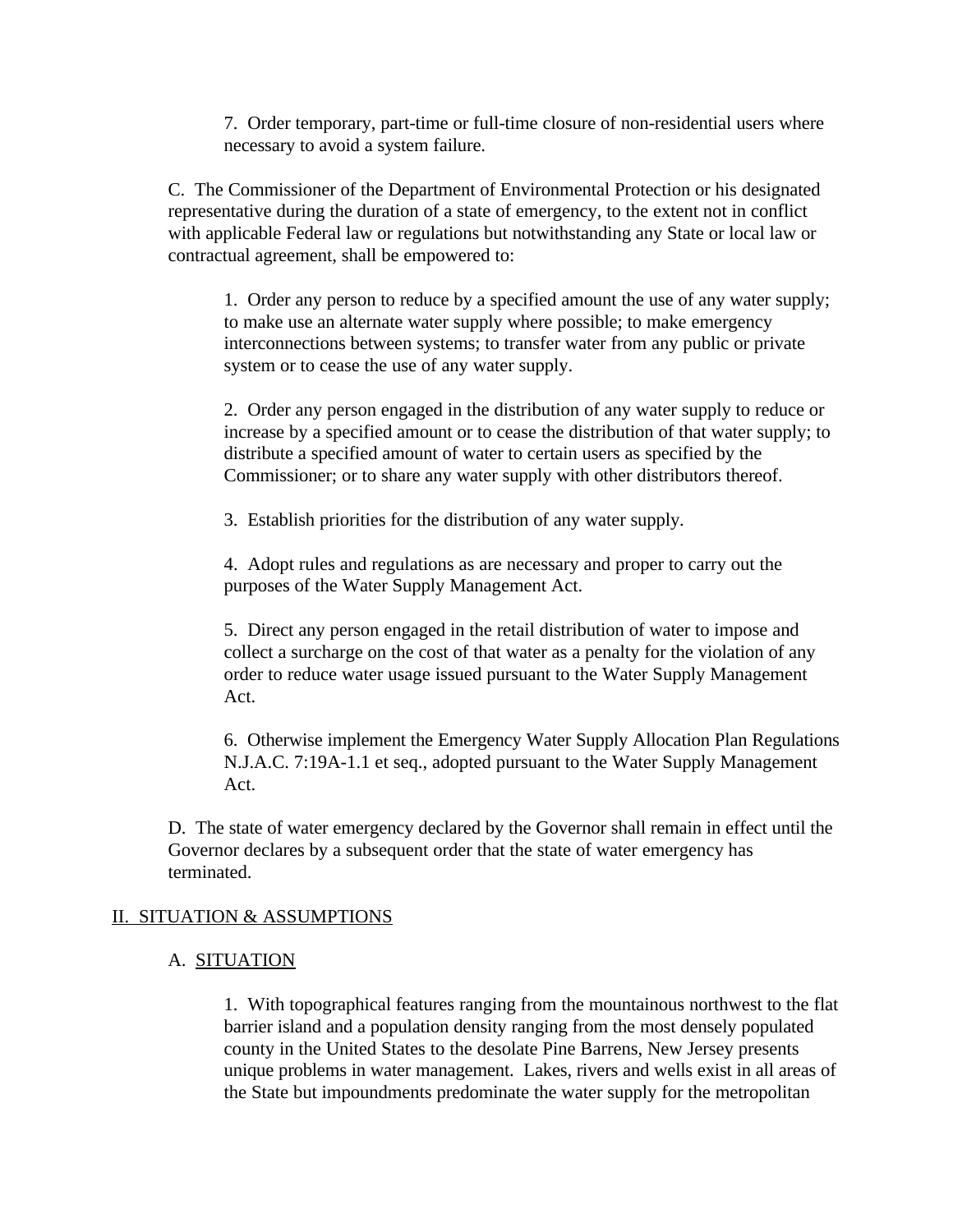7. Order temporary, part-time or full-time closure of non-residential users where necessary to avoid a system failure.

C. The Commissioner of the Department of Environmental Protection or his designated representative during the duration of a state of emergency, to the extent not in conflict with applicable Federal law or regulations but notwithstanding any State or local law or contractual agreement, shall be empowered to:

1. Order any person to reduce by a specified amount the use of any water supply; to make use an alternate water supply where possible; to make emergency interconnections between systems; to transfer water from any public or private system or to cease the use of any water supply.

2. Order any person engaged in the distribution of any water supply to reduce or increase by a specified amount or to cease the distribution of that water supply; to distribute a specified amount of water to certain users as specified by the Commissioner; or to share any water supply with other distributors thereof.

3. Establish priorities for the distribution of any water supply.

4. Adopt rules and regulations as are necessary and proper to carry out the purposes of the Water Supply Management Act.

5. Direct any person engaged in the retail distribution of water to impose and collect a surcharge on the cost of that water as a penalty for the violation of any order to reduce water usage issued pursuant to the Water Supply Management Act.

6. Otherwise implement the Emergency Water Supply Allocation Plan Regulations N.J.A.C. 7:19A-1.1 et seq., adopted pursuant to the Water Supply Management Act.

D. The state of water emergency declared by the Governor shall remain in effect until the Governor declares by a subsequent order that the state of water emergency has terminated.

## II. SITUATION & ASSUMPTIONS

### A. SITUATION

1. With topographical features ranging from the mountainous northwest to the flat barrier island and a population density ranging from the most densely populated county in the United States to the desolate Pine Barrens, New Jersey presents unique problems in water management. Lakes, rivers and wells exist in all areas of the State but impoundments predominate the water supply for the metropolitan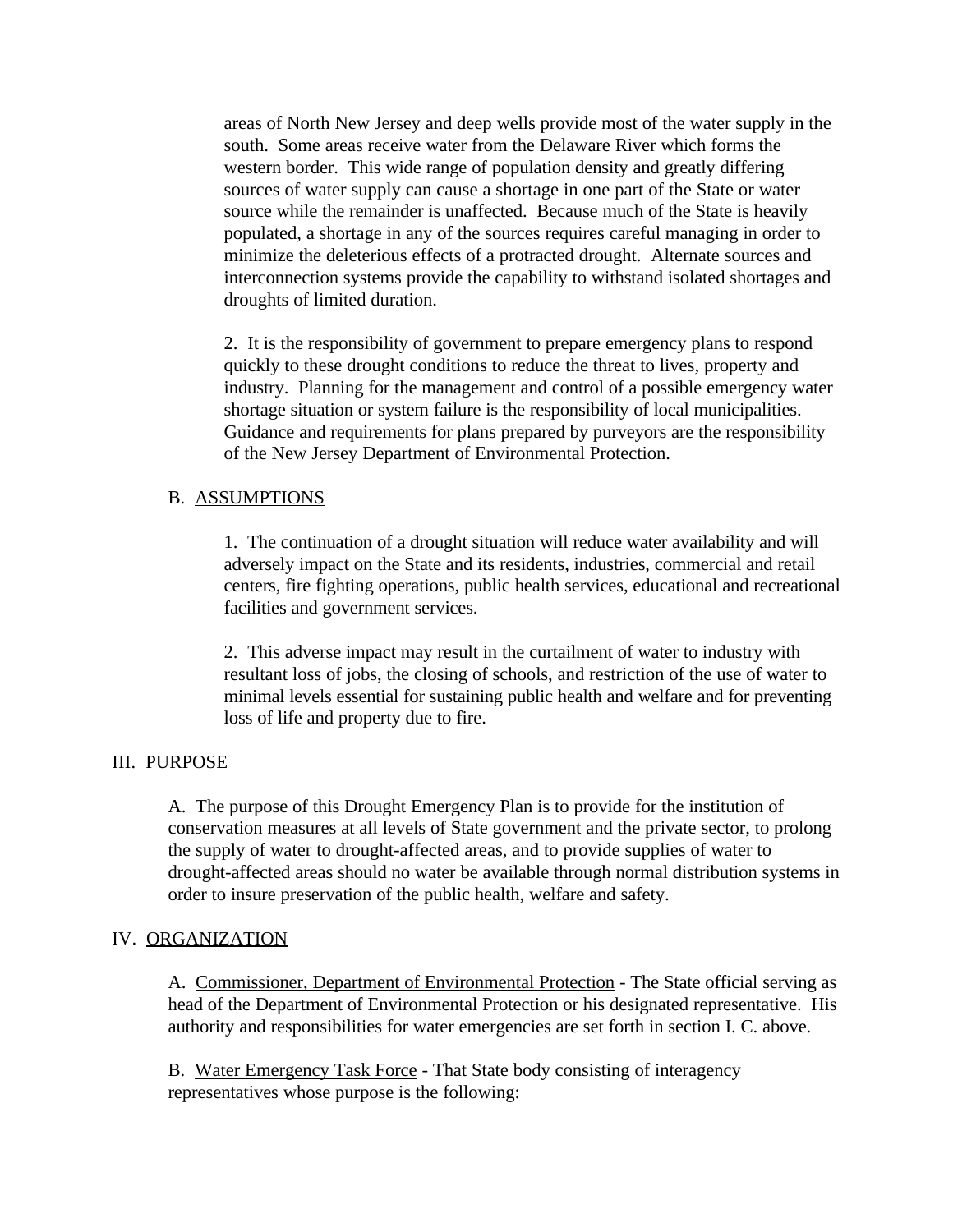areas of North New Jersey and deep wells provide most of the water supply in the south. Some areas receive water from the Delaware River which forms the western border. This wide range of population density and greatly differing sources of water supply can cause a shortage in one part of the State or water source while the remainder is unaffected. Because much of the State is heavily populated, a shortage in any of the sources requires careful managing in order to minimize the deleterious effects of a protracted drought. Alternate sources and interconnection systems provide the capability to withstand isolated shortages and droughts of limited duration.

2. It is the responsibility of government to prepare emergency plans to respond quickly to these drought conditions to reduce the threat to lives, property and industry. Planning for the management and control of a possible emergency water shortage situation or system failure is the responsibility of local municipalities. Guidance and requirements for plans prepared by purveyors are the responsibility of the New Jersey Department of Environmental Protection.

B. <u>ASSUMPTIONS</u>

1. The continuation of a drought situation will reduce water availability and will adversely impact on the State and its residents, industries, commercial and retail centers, fire fighting operations, public health services, educational and recreational facilities and government services.

2. This adverse impact may result in the curtailment of water to industry with resultant loss of jobs, the closing of schools, and restriction of the use of water to minimal levels essential for sustaining public health and welfare and for preventing loss of life and property due to fire.

## III. <u>PURPOSE</u>

A. The purpose of this Drought Emergency Plan is to provide for the institution of conservation measures at all levels of State government and the private sector, to prolong the supply of water to drought-affected areas, and to provide supplies of water to drought-affected areas should no water be available through normal distribution systems in order to insure preservation of the public health, welfare and safety.

## IV. <u>ORGANIZATION</u>

A. <u>Commissioner, Department of Environmental Protection</u> - The State official serving as head of the Department of Environmental Protection or his designated representative. His authority and responsibilities for water emergencies are set forth in section I. C. above.

B. <u>Water Emergency Task Force</u> - That State body consisting of interagency representatives whose purpose is the following: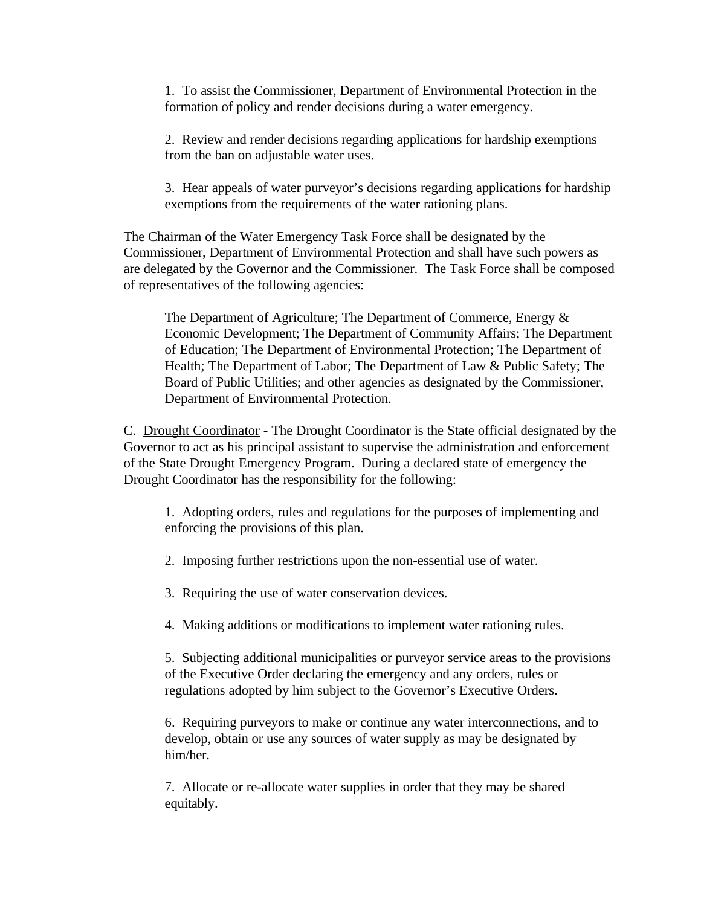1. To assist the Commissioner, Department of Environmental Protection in the formation of policy and render decisions during a water emergency.

2. Review and render decisions regarding applications for hardship exemptions from the ban on adjustable water uses.

3. Hear appeals of water purveyor's decisions regarding applications for hardship exemptions from the requirements of the water rationing plans.

The Chairman of the Water Emergency Task Force shall be designated by the Commissioner, Department of Environmental Protection and shall have such powers as are delegated by the Governor and the Commissioner. The Task Force shall be composed of representatives of the following agencies:

> The Department of Agriculture; The Department of Commerce, Energy & Economic Development; The Department of Community Affairs; The Department of Education; The Department of Environmental Protection; The Department of Health; The Department of Labor; The Department of Law & Public Safety; The Board of Public Utilities; and other agencies as designated by the Commissioner, Department of Environmental Protection.

C. <u>Drought Coordinator</u> - The Drought Coordinator is the State official designated by the Governor to act as his principal assistant to supervise the administration and enforcement of the State Drought Emergency Program. During a declared state of emergency the Drought Coordinator has the responsibility for the following:

1. Adopting orders, rules and regulations for the purposes of implementing and enforcing the provisions of this plan.

2. Imposing further restrictions upon the non-essential use of water.

3. Requiring the use of water conservation devices.

4. Making additions or modifications to implement water rationing rules.

5. Subjecting additional municipalities or purveyor service areas to the provisions of the Executive Order declaring the emergency and any orders, rules or regulations adopted by him subject to the Governor's Executive Orders.

6. Requiring purveyors to make or continue any water interconnections, and to develop, obtain or use any sources of water supply as may be designated by him/her.

7. Allocate or re-allocate water supplies in order that they may be shared equitably.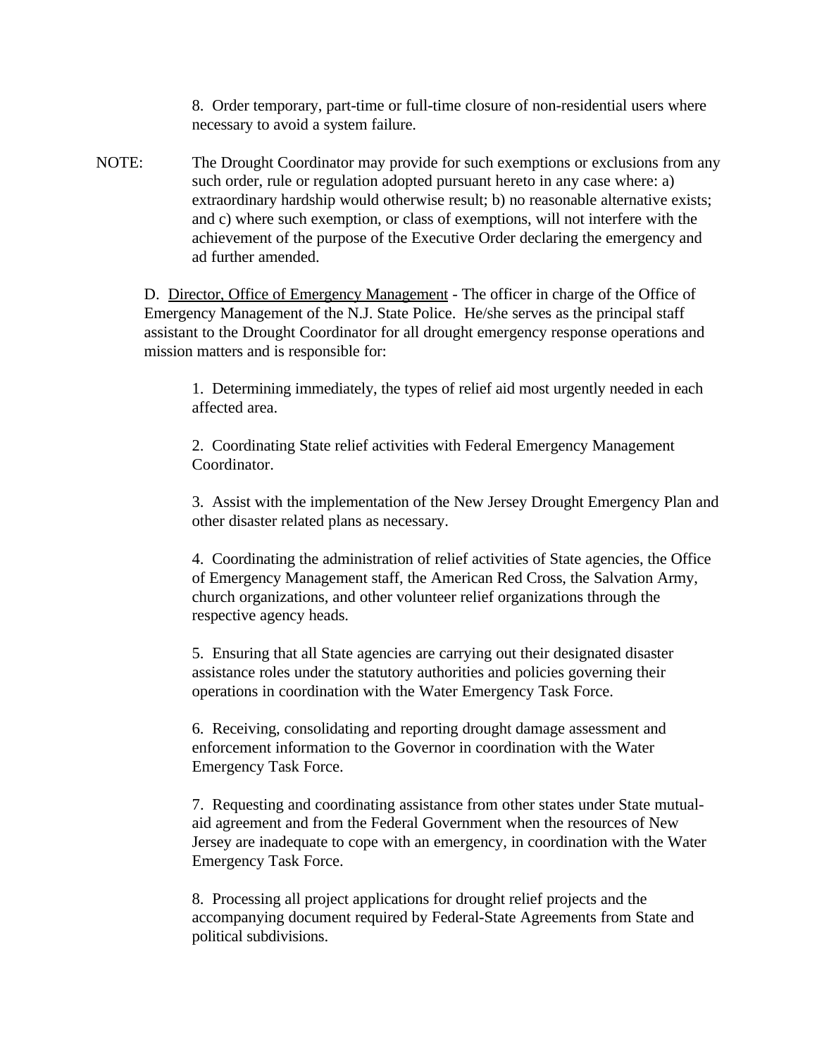8. Order temporary, part-time or full-time closure of non-residential users where necessary to avoid a system failure.

NOTE: The Drought Coordinator may provide for such exemptions or exclusions from any such order, rule or regulation adopted pursuant hereto in any case where: a) extraordinary hardship would otherwise result; b) no reasonable alternative exists; and c) where such exemption, or class of exemptions, will not interfere with the achievement of the purpose of the Executive Order declaring the emergency and ad further amended.

D. Director, Office of Emergency Management - The officer in charge of the Office of Emergency Management of the N.J. State Police. He/she serves as the principal staff assistant to the Drought Coordinator for all drought emergency response operations and mission matters and is responsible for:

1. Determining immediately, the types of relief aid most urgently needed in each affected area.

2. Coordinating State relief activities with Federal Emergency Management Coordinator.

3. Assist with the implementation of the New Jersey Drought Emergency Plan and other disaster related plans as necessary.

4. Coordinating the administration of relief activities of State agencies, the Office of Emergency Management staff, the American Red Cross, the Salvation Army, church organizations, and other volunteer relief organizations through the respective agency heads.

5. Ensuring that all State agencies are carrying out their designated disaster assistance roles under the statutory authorities and policies governing their operations in coordination with the Water Emergency Task Force.

6. Receiving, consolidating and reporting drought damage assessment and enforcement information to the Governor in coordination with the Water Emergency Task Force.

7. Requesting and coordinating assistance from other states under State mutual-aid agreement and from the Federal Government when the resources of New Jersey are inadequate to cope with an emergency, in coordination with the Water Emergency Task Force.

8. Processing all project applications for drought relief projects and the accompanying document required by Federal-State Agreements from State and political subdivisions.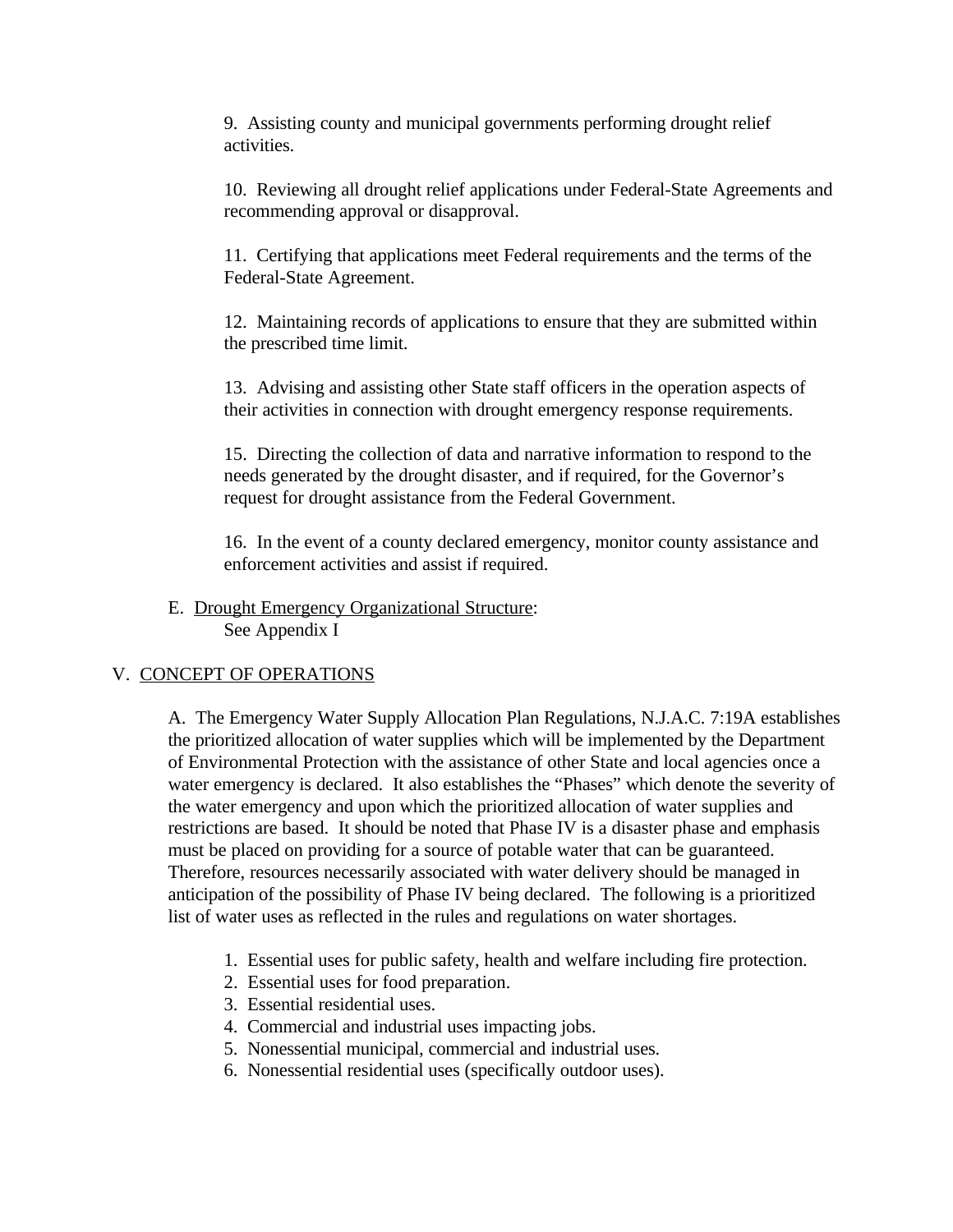9. Assisting county and municipal governments performing drought relief activities.

10. Reviewing all drought relief applications under Federal-State Agreements and recommending approval or disapproval.

11. Certifying that applications meet Federal requirements and the terms of the Federal-State Agreement.

12. Maintaining records of applications to ensure that they are submitted within the prescribed time limit.

13. Advising and assisting other State staff officers in the operation aspects of their activities in connection with drought emergency response requirements.

15. Directing the collection of data and narrative information to respond to the needs generated by the drought disaster, and if required, for the Governor's request for drought assistance from the Federal Government.

16. In the event of a county declared emergency, monitor county assistance and enforcement activities and assist if required.

E. Drought Emergency Organizational Structure:
See Appendix I

## V. CONCEPT OF OPERATIONS

A. The Emergency Water Supply Allocation Plan Regulations, N.J.A.C. 7:19A establishes the prioritized allocation of water supplies which will be implemented by the Department of Environmental Protection with the assistance of other State and local agencies once a water emergency is declared. It also establishes the "Phases" which denote the severity of the water emergency and upon which the prioritized allocation of water supplies and restrictions are based. It should be noted that Phase IV is a disaster phase and emphasis must be placed on providing for a source of potable water that can be guaranteed. Therefore, resources necessarily associated with water delivery should be managed in anticipation of the possibility of Phase IV being declared. The following is a prioritized list of water uses as reflected in the rules and regulations on water shortages.

1. Essential uses for public safety, health and welfare including fire protection.
2. Essential uses for food preparation.
3. Essential residential uses.
4. Commercial and industrial uses impacting jobs.
5. Nonessential municipal, commercial and industrial uses.
6. Nonessential residential uses (specifically outdoor uses).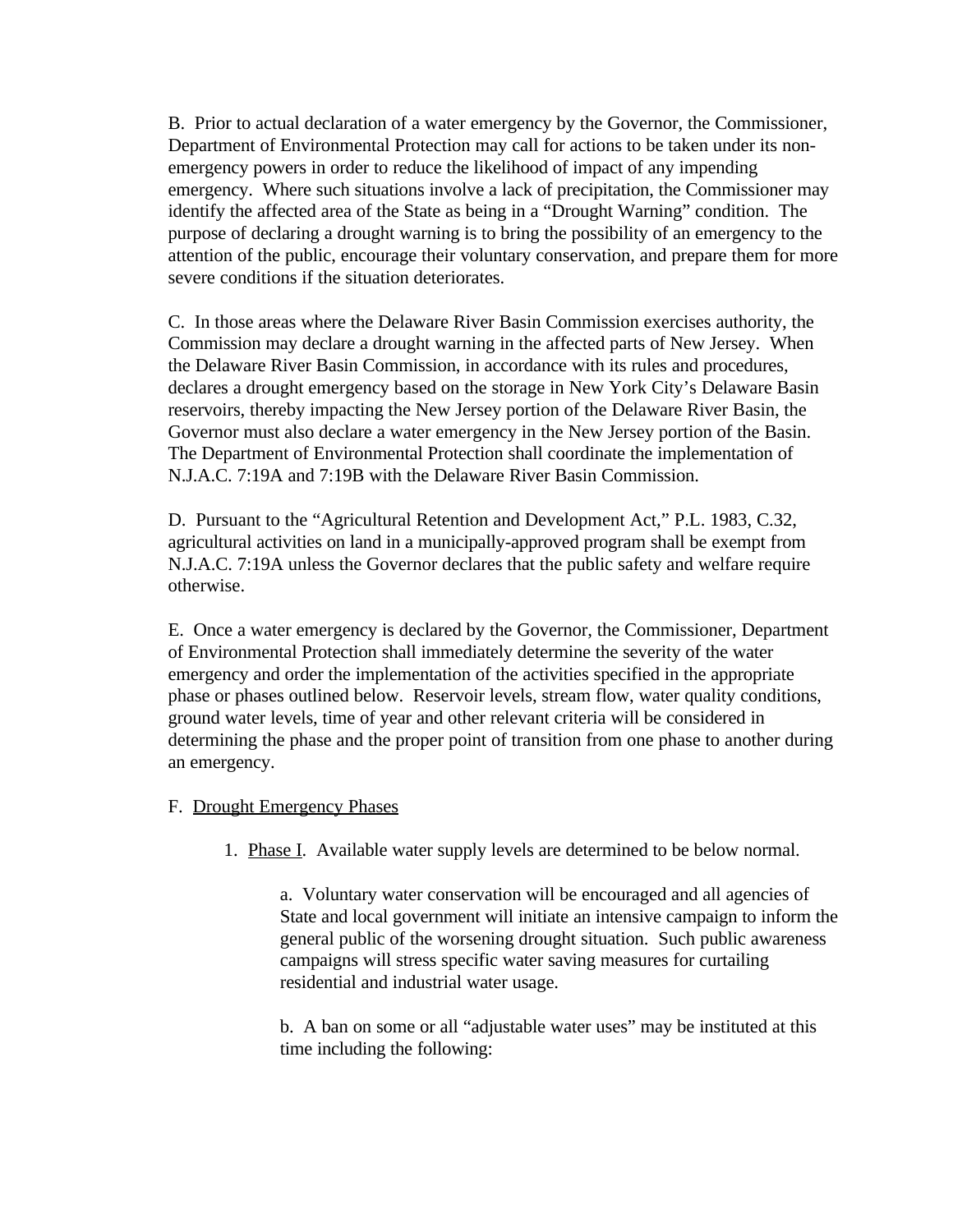B.  Prior to actual declaration of a water emergency by the Governor, the Commissioner, Department of Environmental Protection may call for actions to be taken under its non-emergency powers in order to reduce the likelihood of impact of any impending emergency.  Where such situations involve a lack of precipitation, the Commissioner may identify the affected area of the State as being in a "Drought Warning" condition.  The purpose of declaring a drought warning is to bring the possibility of an emergency to the attention of the public, encourage their voluntary conservation, and prepare them for more severe conditions if the situation deteriorates.

C.  In those areas where the Delaware River Basin Commission exercises authority, the Commission may declare a drought warning in the affected parts of New Jersey.  When the Delaware River Basin Commission, in accordance with its rules and procedures, declares a drought emergency based on the storage in New York City's Delaware Basin reservoirs, thereby impacting the New Jersey portion of the Delaware River Basin, the Governor must also declare a water emergency in the New Jersey portion of the Basin.  The Department of Environmental Protection shall coordinate the implementation of N.J.A.C. 7:19A and 7:19B with the Delaware River Basin Commission.

D.  Pursuant to the "Agricultural Retention and Development Act," P.L. 1983, C.32, agricultural activities on land in a municipally-approved program shall be exempt from N.J.A.C. 7:19A unless the Governor declares that the public safety and welfare require otherwise.

E.  Once a water emergency is declared by the Governor, the Commissioner, Department of Environmental Protection shall immediately determine the severity of the water emergency and order the implementation of the activities specified in the appropriate phase or phases outlined below.  Reservoir levels, stream flow, water quality conditions, ground water levels, time of year and other relevant criteria will be considered in determining the phase and the proper point of transition from one phase to another during an emergency.

F.  Drought Emergency Phases

1.  Phase I.  Available water supply levels are determined to be below normal.

a.  Voluntary water conservation will be encouraged and all agencies of State and local government will initiate an intensive campaign to inform the general public of the worsening drought situation.  Such public awareness campaigns will stress specific water saving measures for curtailing residential and industrial water usage.

b.  A ban on some or all "adjustable water uses" may be instituted at this time including the following: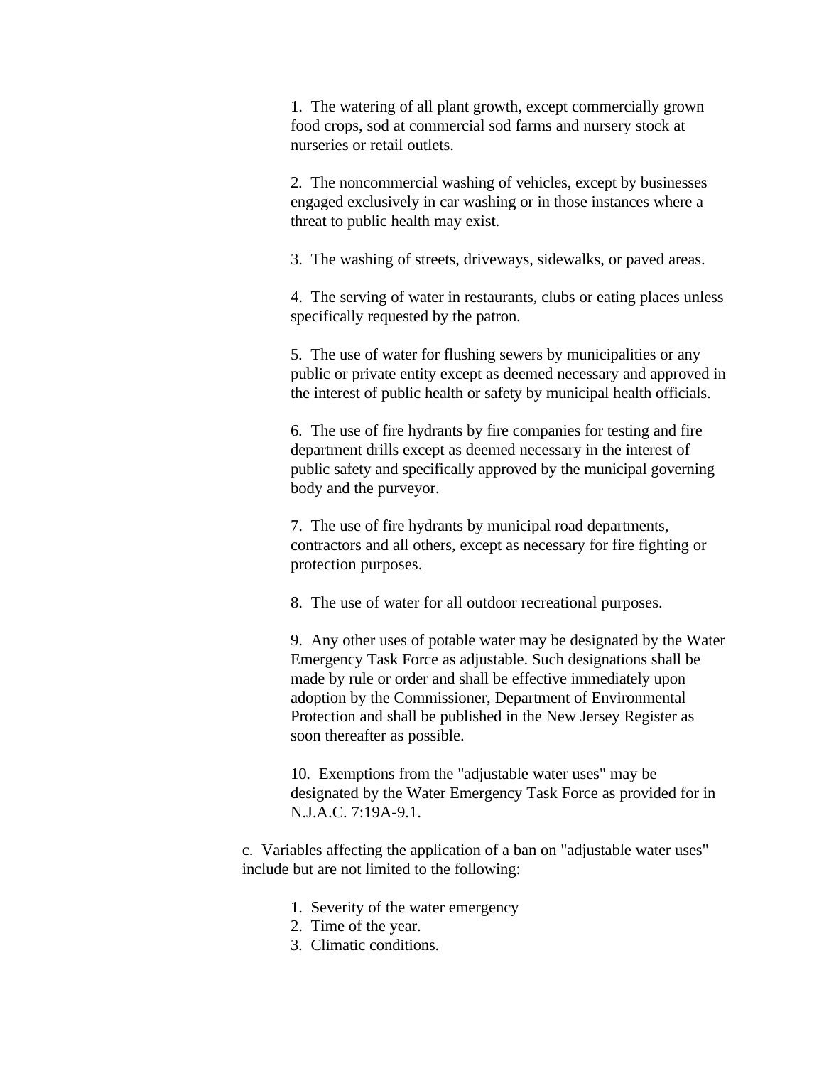1. The watering of all plant growth, except commercially grown food crops, sod at commercial sod farms and nursery stock at nurseries or retail outlets.

2. The noncommercial washing of vehicles, except by businesses engaged exclusively in car washing or in those instances where a threat to public health may exist.

3. The washing of streets, driveways, sidewalks, or paved areas.

4. The serving of water in restaurants, clubs or eating places unless specifically requested by the patron.

5. The use of water for flushing sewers by municipalities or any public or private entity except as deemed necessary and approved in the interest of public health or safety by municipal health officials.

6. The use of fire hydrants by fire companies for testing and fire department drills except as deemed necessary in the interest of public safety and specifically approved by the municipal governing body and the purveyor.

7. The use of fire hydrants by municipal road departments, contractors and all others, except as necessary for fire fighting or protection purposes.

8. The use of water for all outdoor recreational purposes.

9. Any other uses of potable water may be designated by the Water Emergency Task Force as adjustable. Such designations shall be made by rule or order and shall be effective immediately upon adoption by the Commissioner, Department of Environmental Protection and shall be published in the New Jersey Register as soon thereafter as possible.

10. Exemptions from the "adjustable water uses" may be designated by the Water Emergency Task Force as provided for in N.J.A.C. 7:19A-9.1.

c. Variables affecting the application of a ban on "adjustable water uses" include but are not limited to the following:

1. Severity of the water emergency
2. Time of the year.
3. Climatic conditions.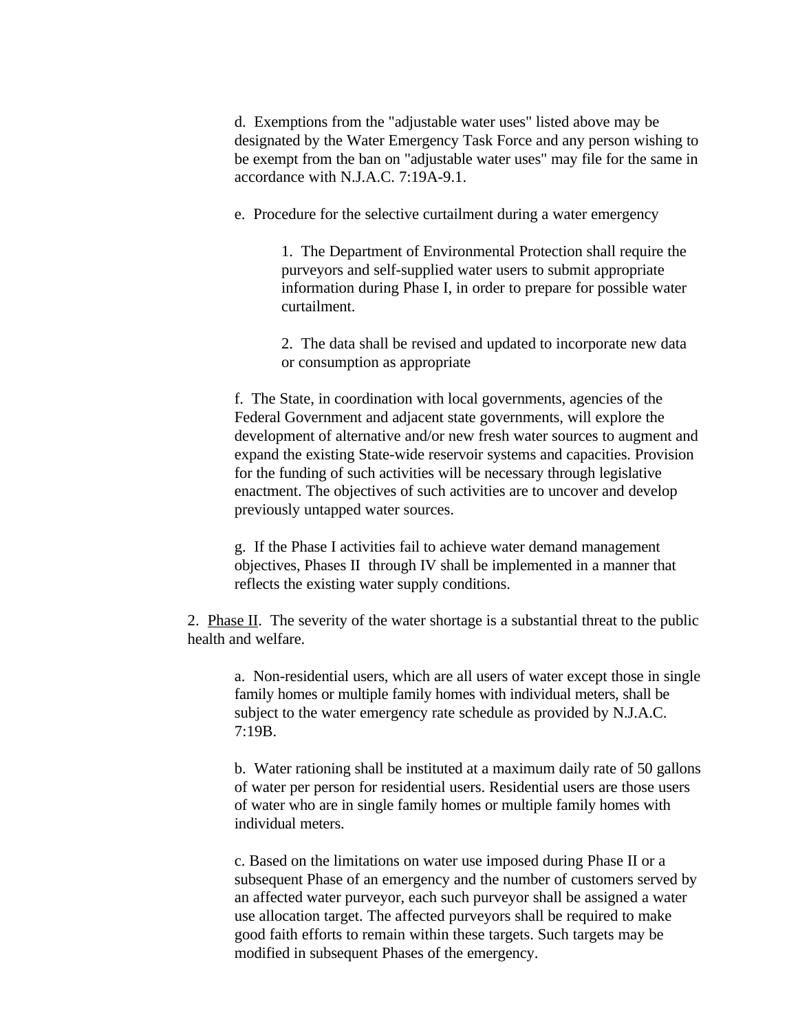d. Exemptions from the "adjustable water uses" listed above may be designated by the Water Emergency Task Force and any person wishing to be exempt from the ban on "adjustable water uses" may file for the same in accordance with N.J.A.C. 7:19A-9.1.

e. Procedure for the selective curtailment during a water emergency

1. The Department of Environmental Protection shall require the purveyors and self-supplied water users to submit appropriate information during Phase I, in order to prepare for possible water curtailment.

2. The data shall be revised and updated to incorporate new data or consumption as appropriate

f. The State, in coordination with local governments, agencies of the Federal Government and adjacent state governments, will explore the development of alternative and/or new fresh water sources to augment and expand the existing State-wide reservoir systems and capacities. Provision for the funding of such activities will be necessary through legislative enactment. The objectives of such activities are to uncover and develop previously untapped water sources.

g. If the Phase I activities fail to achieve water demand management objectives, Phases II through IV shall be implemented in a manner that reflects the existing water supply conditions.

2. <u>Phase II</u>. The severity of the water shortage is a substantial threat to the public health and welfare.

a. Non-residential users, which are all users of water except those in single family homes or multiple family homes with individual meters, shall be subject to the water emergency rate schedule as provided by N.J.A.C. 7:19B.

b. Water rationing shall be instituted at a maximum daily rate of 50 gallons of water per person for residential users. Residential users are those users of water who are in single family homes or multiple family homes with individual meters.

c. Based on the limitations on water use imposed during Phase II or a subsequent Phase of an emergency and the number of customers served by an affected water purveyor, each such purveyor shall be assigned a water use allocation target. The affected purveyors shall be required to make good faith efforts to remain within these targets. Such targets may be modified in subsequent Phases of the emergency.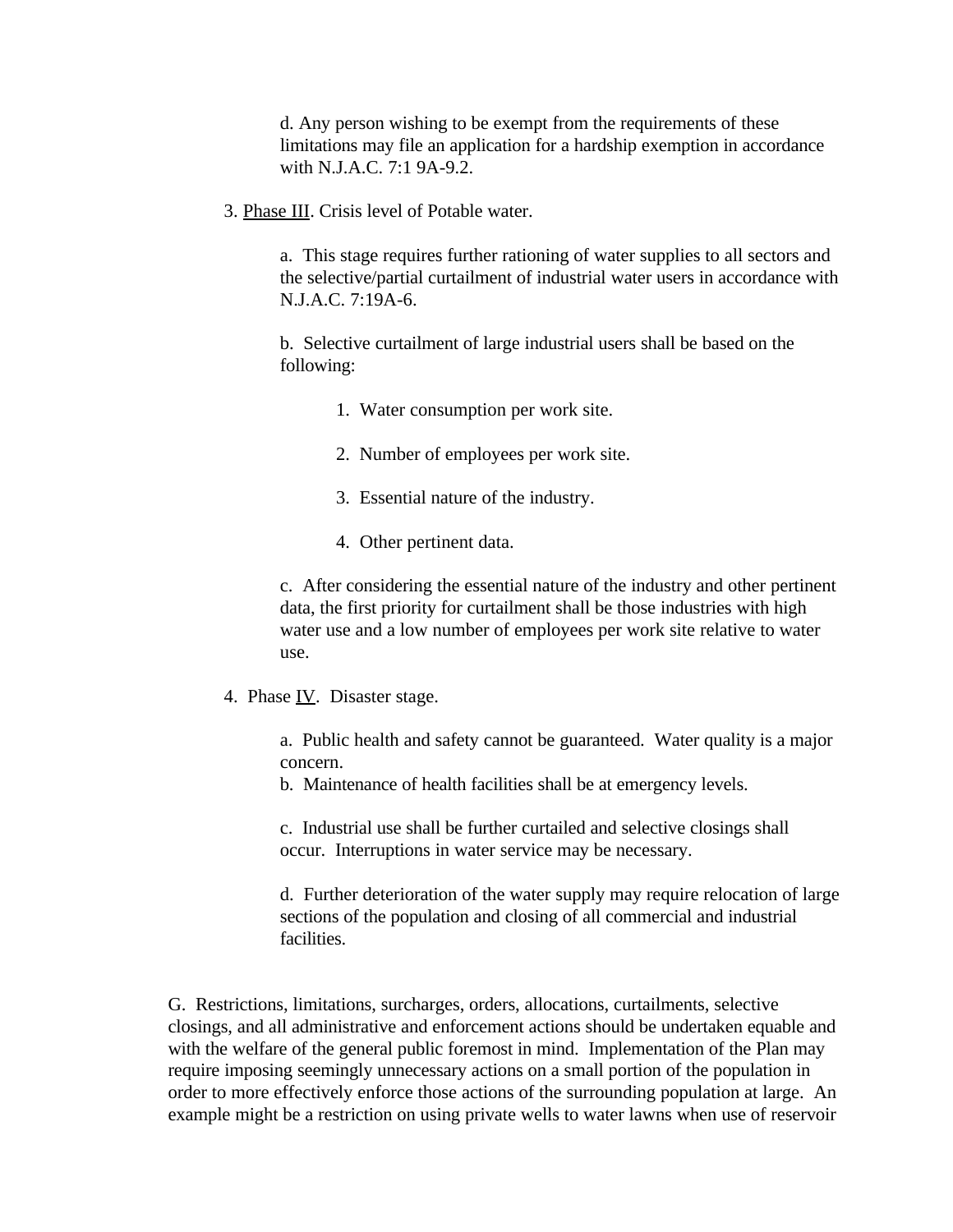d. Any person wishing to be exempt from the requirements of these limitations may file an application for a hardship exemption in accordance with N.J.A.C. 7:1 9A-9.2.

3. <u>Phase III</u>. Crisis level of Potable water.

a. This stage requires further rationing of water supplies to all sectors and the selective/partial curtailment of industrial water users in accordance with N.J.A.C. 7:19A-6.

b. Selective curtailment of large industrial users shall be based on the following:

1. Water consumption per work site.

2. Number of employees per work site.

3. Essential nature of the industry.

4. Other pertinent data.

c. After considering the essential nature of the industry and other pertinent data, the first priority for curtailment shall be those industries with high water use and a low number of employees per work site relative to water use.

4. Phase <u>IV</u>. Disaster stage.

a. Public health and safety cannot be guaranteed. Water quality is a major concern.

b. Maintenance of health facilities shall be at emergency levels.

c. Industrial use shall be further curtailed and selective closings shall occur. Interruptions in water service may be necessary.

d. Further deterioration of the water supply may require relocation of large sections of the population and closing of all commercial and industrial facilities.

G. Restrictions, limitations, surcharges, orders, allocations, curtailments, selective closings, and all administrative and enforcement actions should be undertaken equable and with the welfare of the general public foremost in mind. Implementation of the Plan may require imposing seemingly unnecessary actions on a small portion of the population in order to more effectively enforce those actions of the surrounding population at large. An example might be a restriction on using private wells to water lawns when use of reservoir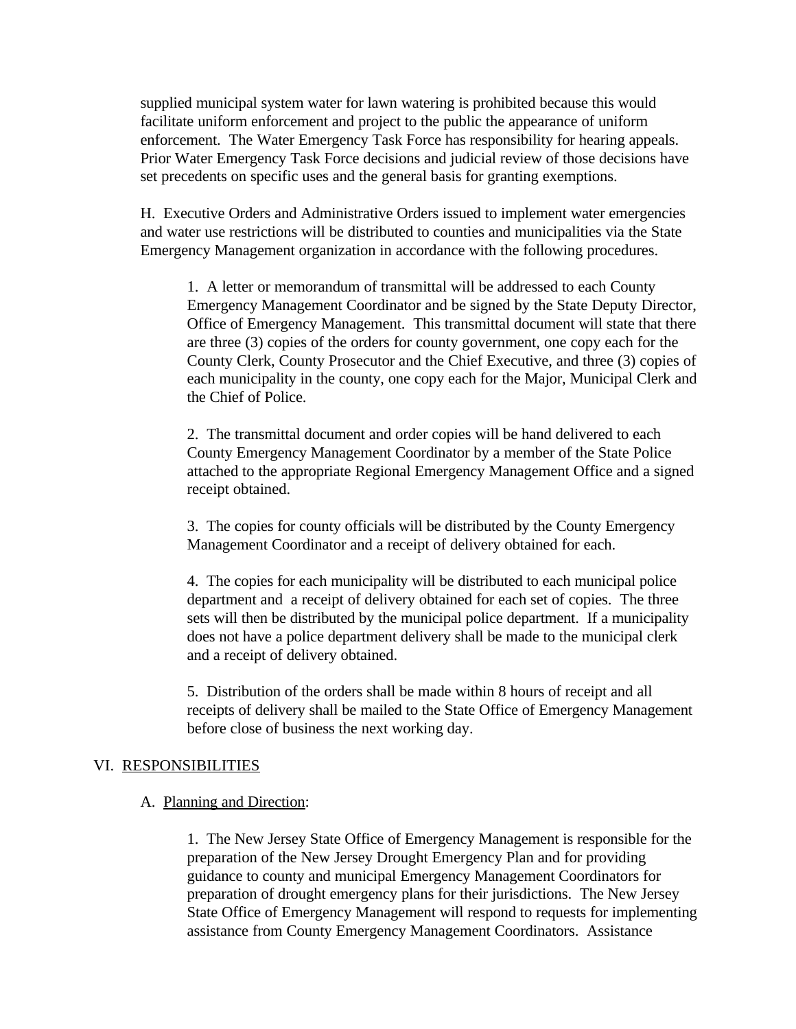supplied municipal system water for lawn watering is prohibited because this would facilitate uniform enforcement and project to the public the appearance of uniform enforcement. The Water Emergency Task Force has responsibility for hearing appeals. Prior Water Emergency Task Force decisions and judicial review of those decisions have set precedents on specific uses and the general basis for granting exemptions.

H. Executive Orders and Administrative Orders issued to implement water emergencies and water use restrictions will be distributed to counties and municipalities via the State Emergency Management organization in accordance with the following procedures.

1. A letter or memorandum of transmittal will be addressed to each County Emergency Management Coordinator and be signed by the State Deputy Director, Office of Emergency Management. This transmittal document will state that there are three (3) copies of the orders for county government, one copy each for the County Clerk, County Prosecutor and the Chief Executive, and three (3) copies of each municipality in the county, one copy each for the Major, Municipal Clerk and the Chief of Police.

2. The transmittal document and order copies will be hand delivered to each County Emergency Management Coordinator by a member of the State Police attached to the appropriate Regional Emergency Management Office and a signed receipt obtained.

3. The copies for county officials will be distributed by the County Emergency Management Coordinator and a receipt of delivery obtained for each.

4. The copies for each municipality will be distributed to each municipal police department and a receipt of delivery obtained for each set of copies. The three sets will then be distributed by the municipal police department. If a municipality does not have a police department delivery shall be made to the municipal clerk and a receipt of delivery obtained.

5. Distribution of the orders shall be made within 8 hours of receipt and all receipts of delivery shall be mailed to the State Office of Emergency Management before close of business the next working day.

## VI. RESPONSIBILITIES

### A. Planning and Direction:

1. The New Jersey State Office of Emergency Management is responsible for the preparation of the New Jersey Drought Emergency Plan and for providing guidance to county and municipal Emergency Management Coordinators for preparation of drought emergency plans for their jurisdictions. The New Jersey State Office of Emergency Management will respond to requests for implementing assistance from County Emergency Management Coordinators. Assistance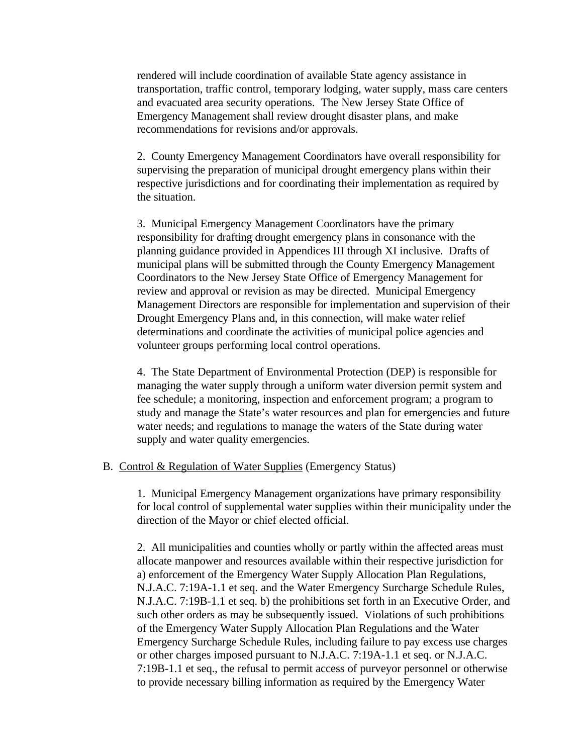rendered will include coordination of available State agency assistance in transportation, traffic control, temporary lodging, water supply, mass care centers and evacuated area security operations. The New Jersey State Office of Emergency Management shall review drought disaster plans, and make recommendations for revisions and/or approvals.

2. County Emergency Management Coordinators have overall responsibility for supervising the preparation of municipal drought emergency plans within their respective jurisdictions and for coordinating their implementation as required by the situation.

3. Municipal Emergency Management Coordinators have the primary responsibility for drafting drought emergency plans in consonance with the planning guidance provided in Appendices III through XI inclusive. Drafts of municipal plans will be submitted through the County Emergency Management Coordinators to the New Jersey State Office of Emergency Management for review and approval or revision as may be directed. Municipal Emergency Management Directors are responsible for implementation and supervision of their Drought Emergency Plans and, in this connection, will make water relief determinations and coordinate the activities of municipal police agencies and volunteer groups performing local control operations.

4. The State Department of Environmental Protection (DEP) is responsible for managing the water supply through a uniform water diversion permit system and fee schedule; a monitoring, inspection and enforcement program; a program to study and manage the State's water resources and plan for emergencies and future water needs; and regulations to manage the waters of the State during water supply and water quality emergencies.

B. <u>Control & Regulation of Water Supplies</u> (Emergency Status)

1. Municipal Emergency Management organizations have primary responsibility for local control of supplemental water supplies within their municipality under the direction of the Mayor or chief elected official.

2. All municipalities and counties wholly or partly within the affected areas must allocate manpower and resources available within their respective jurisdiction for a) enforcement of the Emergency Water Supply Allocation Plan Regulations, N.J.A.C. 7:19A-1.1 et seq. and the Water Emergency Surcharge Schedule Rules, N.J.A.C. 7:19B-1.1 et seq. b) the prohibitions set forth in an Executive Order, and such other orders as may be subsequently issued. Violations of such prohibitions of the Emergency Water Supply Allocation Plan Regulations and the Water Emergency Surcharge Schedule Rules, including failure to pay excess use charges or other charges imposed pursuant to N.J.A.C. 7:19A-1.1 et seq. or N.J.A.C. 7:19B-1.1 et seq., the refusal to permit access of purveyor personnel or otherwise to provide necessary billing information as required by the Emergency Water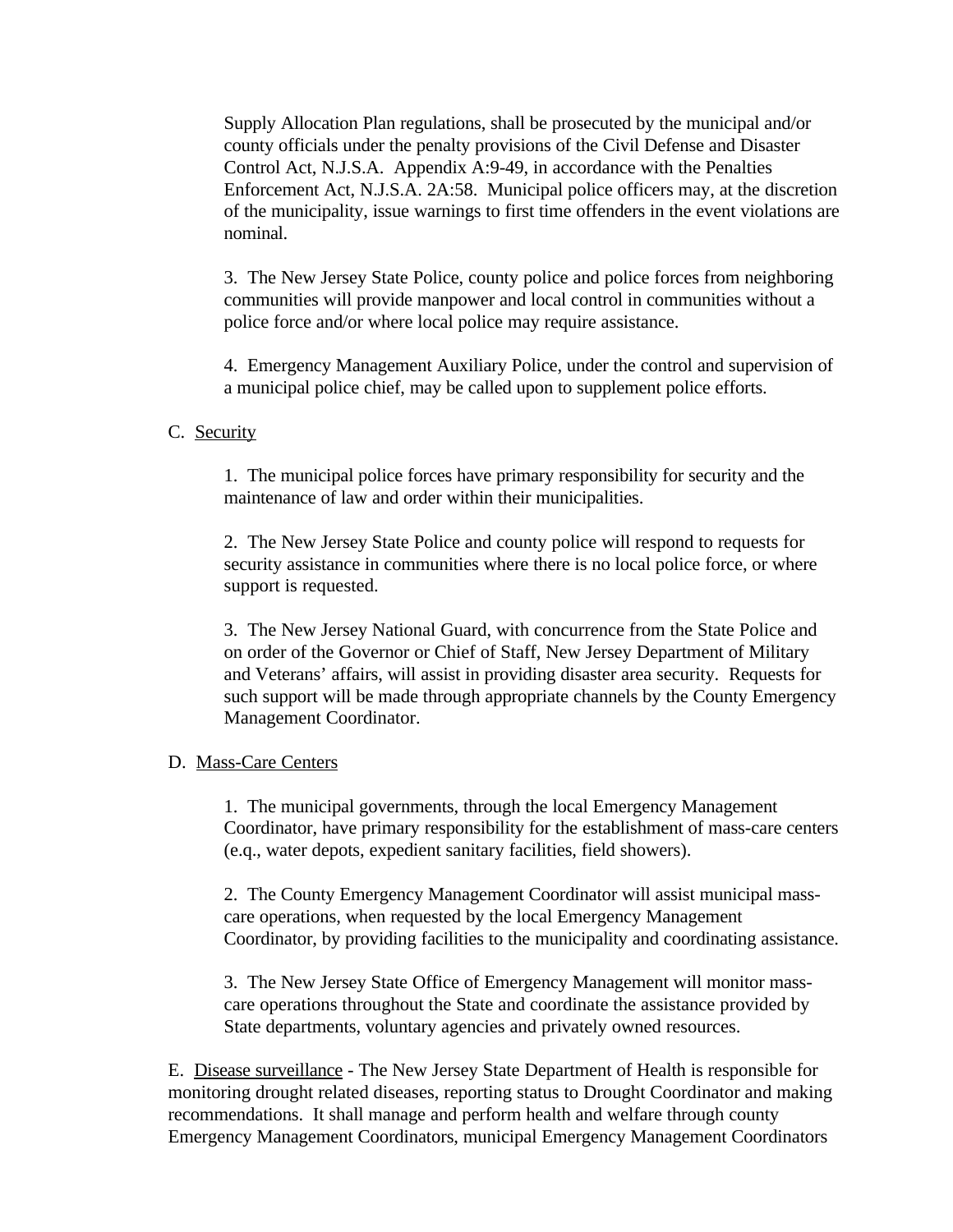Supply Allocation Plan regulations, shall be prosecuted by the municipal and/or county officials under the penalty provisions of the Civil Defense and Disaster Control Act, N.J.S.A. Appendix A:9-49, in accordance with the Penalties Enforcement Act, N.J.S.A. 2A:58. Municipal police officers may, at the discretion of the municipality, issue warnings to first time offenders in the event violations are nominal.

3. The New Jersey State Police, county police and police forces from neighboring communities will provide manpower and local control in communities without a police force and/or where local police may require assistance.

4. Emergency Management Auxiliary Police, under the control and supervision of a municipal police chief, may be called upon to supplement police efforts.

C. Security

1. The municipal police forces have primary responsibility for security and the maintenance of law and order within their municipalities.

2. The New Jersey State Police and county police will respond to requests for security assistance in communities where there is no local police force, or where support is requested.

3. The New Jersey National Guard, with concurrence from the State Police and on order of the Governor or Chief of Staff, New Jersey Department of Military and Veterans' affairs, will assist in providing disaster area security. Requests for such support will be made through appropriate channels by the County Emergency Management Coordinator.

D. Mass-Care Centers

1. The municipal governments, through the local Emergency Management Coordinator, have primary responsibility for the establishment of mass-care centers (e.g., water depots, expedient sanitary facilities, field showers).

2. The County Emergency Management Coordinator will assist municipal mass-care operations, when requested by the local Emergency Management Coordinator, by providing facilities to the municipality and coordinating assistance.

3. The New Jersey State Office of Emergency Management will monitor mass-care operations throughout the State and coordinate the assistance provided by State departments, voluntary agencies and privately owned resources.

E. Disease surveillance - The New Jersey State Department of Health is responsible for monitoring drought related diseases, reporting status to Drought Coordinator and making recommendations. It shall manage and perform health and welfare through county Emergency Management Coordinators, municipal Emergency Management Coordinators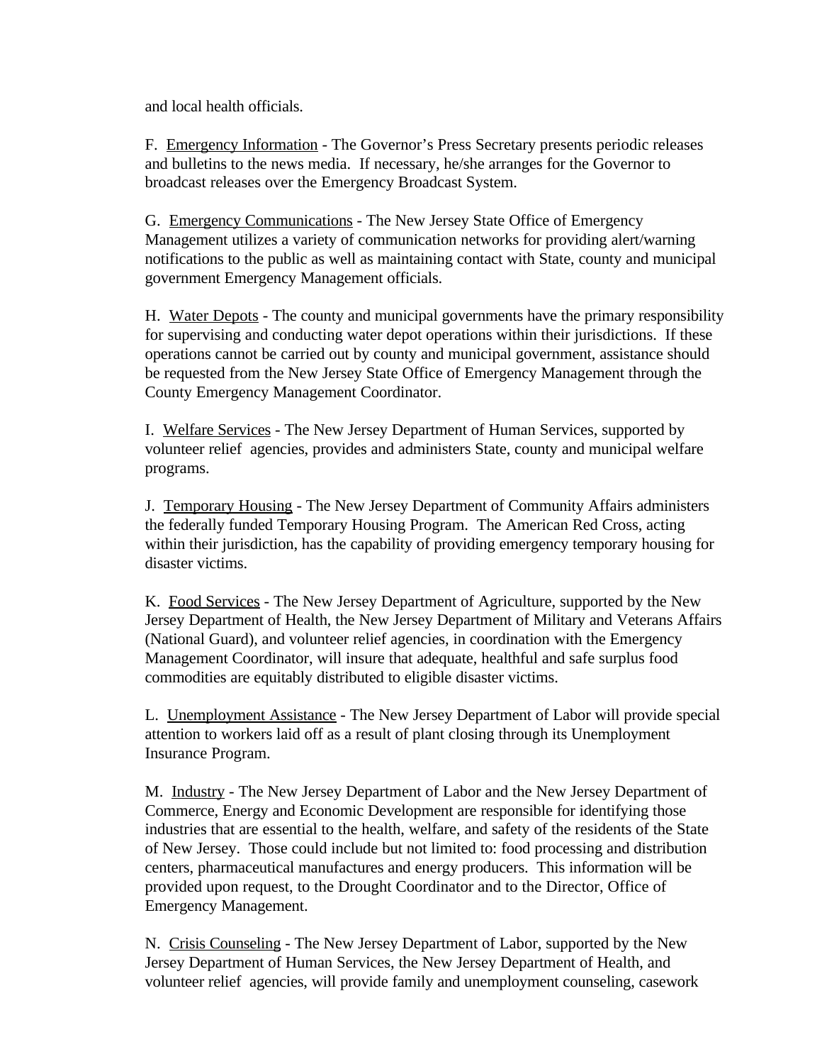and local health officials.

F. <u>Emergency Information</u> - The Governor's Press Secretary presents periodic releases and bulletins to the news media. If necessary, he/she arranges for the Governor to broadcast releases over the Emergency Broadcast System.

G. <u>Emergency Communications</u> - The New Jersey State Office of Emergency Management utilizes a variety of communication networks for providing alert/warning notifications to the public as well as maintaining contact with State, county and municipal government Emergency Management officials.

H. <u>Water Depots</u> - The county and municipal governments have the primary responsibility for supervising and conducting water depot operations within their jurisdictions. If these operations cannot be carried out by county and municipal government, assistance should be requested from the New Jersey State Office of Emergency Management through the County Emergency Management Coordinator.

I. <u>Welfare Services</u> - The New Jersey Department of Human Services, supported by volunteer relief agencies, provides and administers State, county and municipal welfare programs.

J. <u>Temporary Housing</u> - The New Jersey Department of Community Affairs administers the federally funded Temporary Housing Program. The American Red Cross, acting within their jurisdiction, has the capability of providing emergency temporary housing for disaster victims.

K. <u>Food Services</u> - The New Jersey Department of Agriculture, supported by the New Jersey Department of Health, the New Jersey Department of Military and Veterans Affairs (National Guard), and volunteer relief agencies, in coordination with the Emergency Management Coordinator, will insure that adequate, healthful and safe surplus food commodities are equitably distributed to eligible disaster victims.

L. <u>Unemployment Assistance</u> - The New Jersey Department of Labor will provide special attention to workers laid off as a result of plant closing through its Unemployment Insurance Program.

M. <u>Industry</u> - The New Jersey Department of Labor and the New Jersey Department of Commerce, Energy and Economic Development are responsible for identifying those industries that are essential to the health, welfare, and safety of the residents of the State of New Jersey. Those could include but not limited to: food processing and distribution centers, pharmaceutical manufactures and energy producers. This information will be provided upon request, to the Drought Coordinator and to the Director, Office of Emergency Management.

N. <u>Crisis Counseling</u> - The New Jersey Department of Labor, supported by the New Jersey Department of Human Services, the New Jersey Department of Health, and volunteer relief agencies, will provide family and unemployment counseling, casework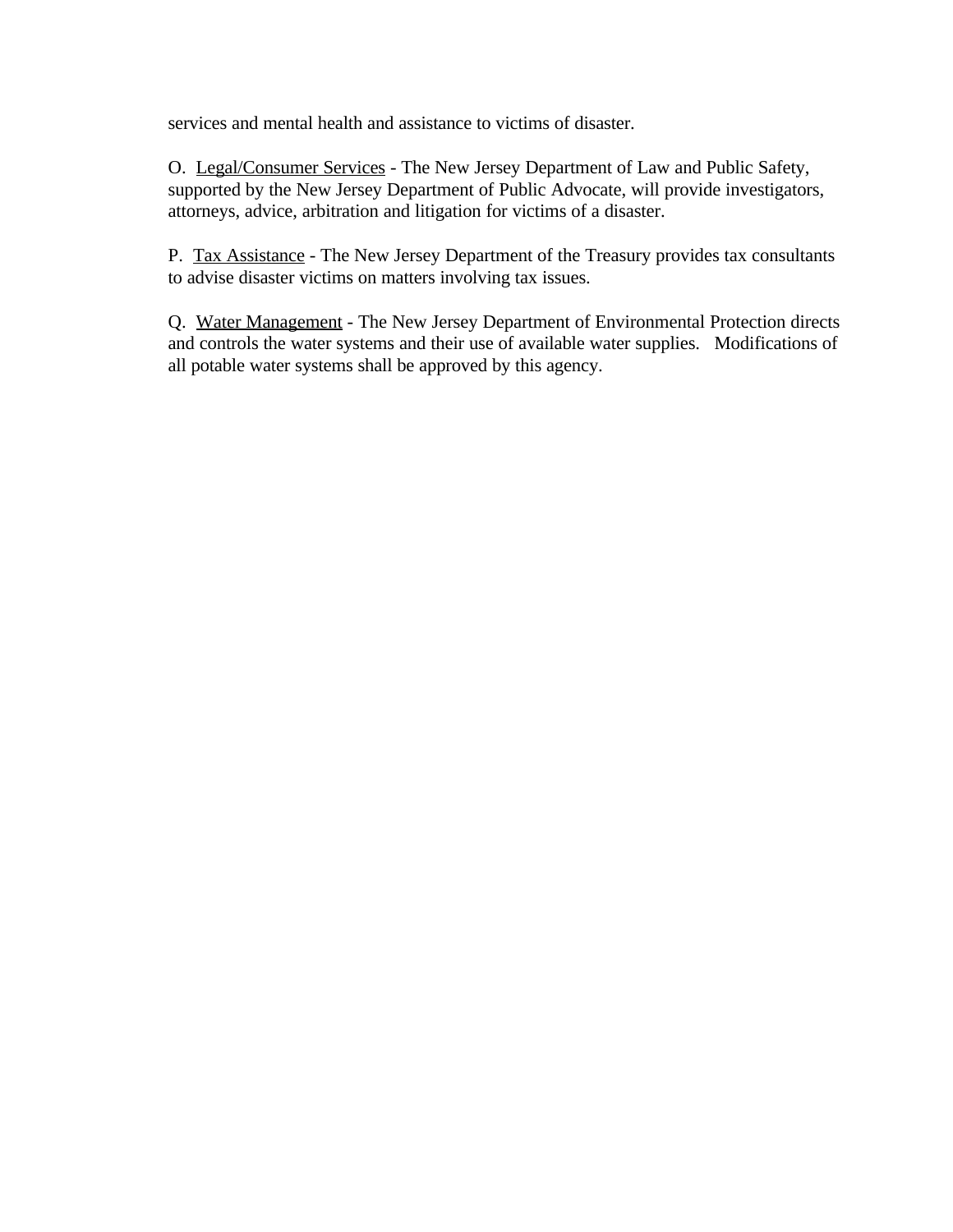services and mental health and assistance to victims of disaster.

O. Legal/Consumer Services - The New Jersey Department of Law and Public Safety, supported by the New Jersey Department of Public Advocate, will provide investigators, attorneys, advice, arbitration and litigation for victims of a disaster.

P. Tax Assistance - The New Jersey Department of the Treasury provides tax consultants to advise disaster victims on matters involving tax issues.

Q. Water Management - The New Jersey Department of Environmental Protection directs and controls the water systems and their use of available water supplies. Modifications of all potable water systems shall be approved by this agency.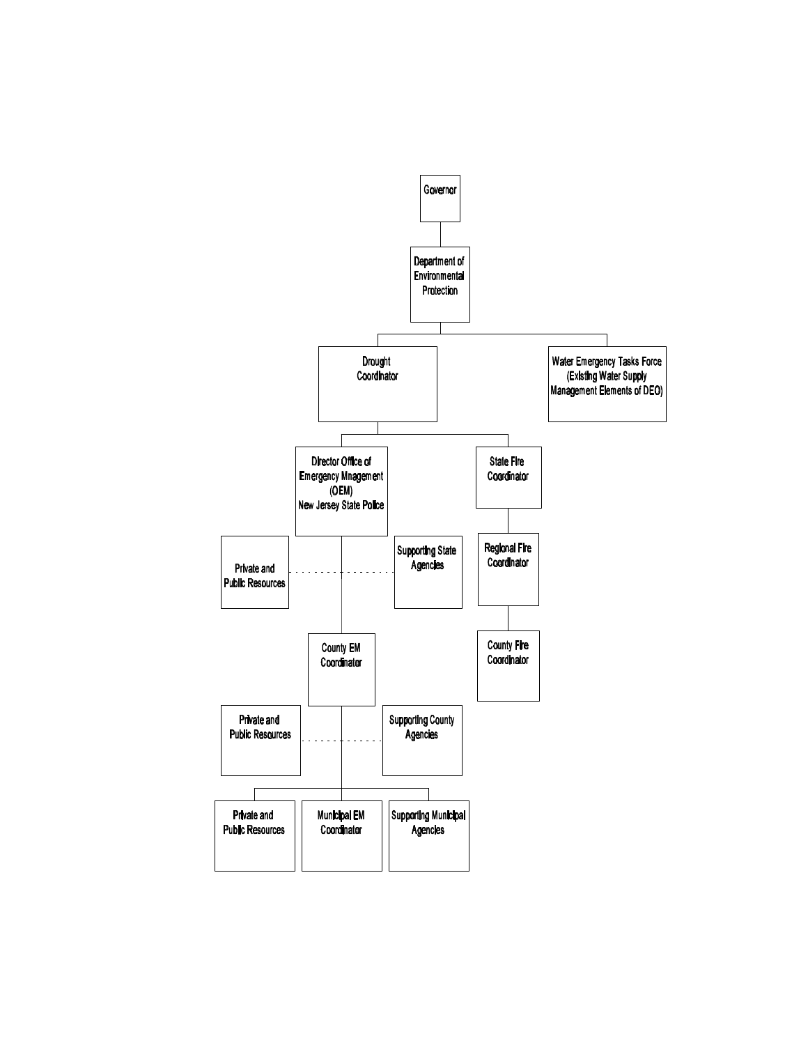Governor

Department of Environmental Protection

Drought Coordinator

Water Emergency Tasks Force (Existing Water Supply Management Elements of DEO)

Director Office of Emergency Mnagement (OEM) New Jersey State Police

State Fire Coordinator

Private and Public Resources

Supporting State Agencies

Regional Fire Coordinator

County EM Coordinator

County Fire Coordinator

Private and Public Resources

Supporting County Agencies

Private and Public Resources

Municipal EM Coordinator

Supporting Municipal Agencies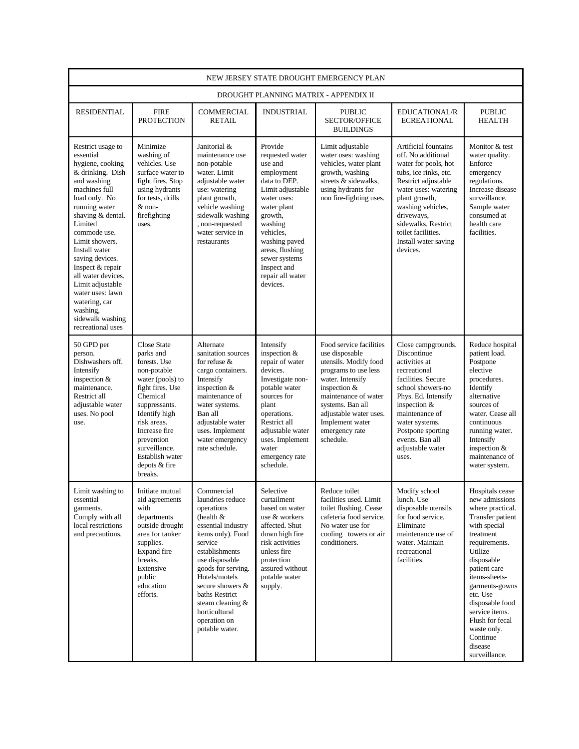| NEW JERSEY STATE DROUGHT EMERGENCY PLAN | | | | | | |
|---|---|---|---|---|---|---|
| DROUGHT PLANNING MATRIX - APPENDIX II | | | | | | |
| RESIDENTIAL | FIRE PROTECTION | COMMERCIAL RETAIL | INDUSTRIAL | PUBLIC SECTOR/OFFICE BUILDINGS | EDUCATIONAL/RECREATIONAL | PUBLIC HEALTH |
| Restrict usage to essential hygiene, cooking & drinking. Dish and washing machines full load only. No running water shaving & dental. Limited commode use. Limit showers. Install water saving devices. Inspect & repair all water devices. Limit adjustable water uses: lawn watering, car washing, sidewalk washing recreational uses | Minimize washing of vehicles. Use surface water to fight fires. Stop using hydrants for tests, drills & non-firefighting uses. | Janitorial & maintenance use non-potable water. Limit adjustable water use: watering plant growth, vehicle washing sidewalk washing , non-requested water service in restaurants | Provide requested water use and employment data to DEP. Limit adjustable water uses: water plant growth, washing vehicles, washing paved areas, flushing sewer systems Inspect and repair all water devices. | Limit adjustable water uses: washing vehicles, water plant growth, washing streets & sidewalks, using hydrants for non fire-fighting uses. | Artificial fountains off. No additional water for pools, hot tubs, ice rinks, etc. Restrict adjustable water uses: watering plant growth, washing vehicles, driveways, sidewalks. Restrict toilet facilities. Install water saving devices. | Monitor & test water quality. Enforce emergency regulations. Increase disease surveillance. Sample water consumed at health care facilities. |
| 50 GPD per person. Dishwashers off. Intensify inspection & maintenance. Restrict all adjustable water uses. No pool use. | Close State parks and forests. Use non-potable water (pools) to fight fires. Use Chemical suppressants. Identify high risk areas. Increase fire prevention surveillance. Establish water depots & fire breaks. | Alternate sanitation sources for refuse & cargo containers. Intensify inspection & maintenance of water systems. Ban all adjustable water uses. Implement water emergency rate schedule. | Intensify inspection & repair of water devices. Investigate non-potable water sources for plant operations. Restrict all adjustable water uses. Implement water emergency rate schedule. | Food service facilities use disposable utensils. Modify food programs to use less water. Intensify inspection & maintenance of water systems. Ban all adjustable water uses. Implement water emergency rate schedule. | Close campgrounds. Discontinue activities at recreational facilities. Secure school showers-no Phys. Ed. Intensify inspection & maintenance of water systems. Postpone sporting events. Ban all adjustable water uses. | Reduce hospital patient load. Postpone elective procedures. Identify alternative sources of water. Cease all continuous running water. Intensify inspection & maintenance of water system. |
| Limit washing to essential garments. Comply with all local restrictions and precautions. | Initiate mutual aid agreements with departments outside drought area for tanker supplies. Expand fire breaks. Extensive public education efforts. | Commercial laundries reduce operations (health & essential industry items only). Food service establishments use disposable goods for serving. Hotels/motels secure showers & baths Restrict steam cleaning & horticultural operation on potable water. | Selective curtailment based on water use & workers affected. Shut down high fire risk activities unless fire protection assured without potable water supply. | Reduce toilet facilities used. Limit toilet flushing. Cease cafeteria food service. No water use for cooling towers or air conditioners. | Modify school lunch. Use disposable utensils for food service. Eliminate maintenance use of water. Maintain recreational facilities. | Hospitals cease new admissions where practical. Transfer patient with special treatment requirements. Utilize disposable patient care items-sheets-garments-gowns etc. Use disposable food service items. Flush for fecal waste only. Continue disease surveillance. |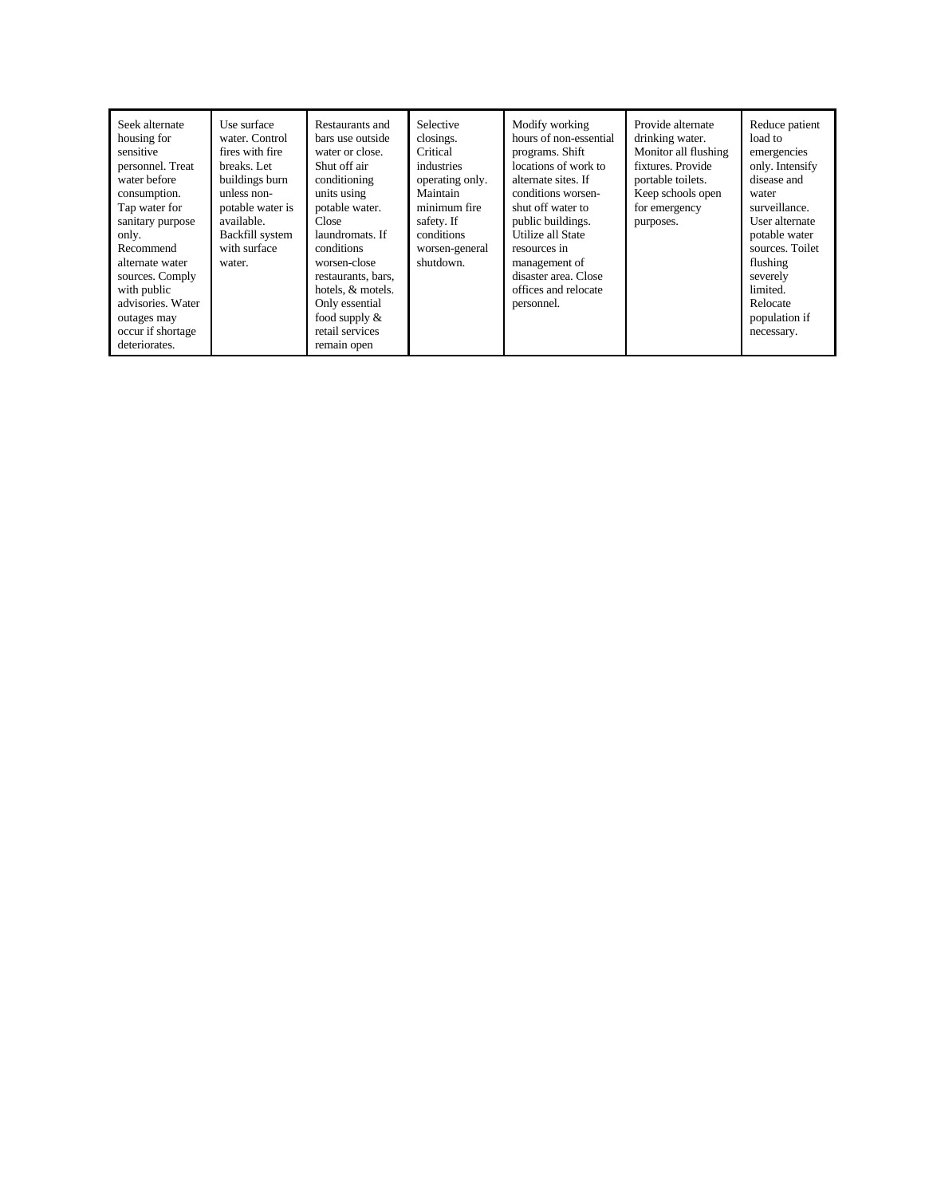| Seek alternate housing for sensitive personnel. Treat water before consumption. Tap water for sanitary purpose only. Recommend alternate water sources. Comply with public advisories. Water outages may occur if shortage deteriorates. | Use surface water. Control fires with fire breaks. Let buildings burn unless non-potable water is available. Backfill system with surface water. | Restaurants and bars use outside water or close. Shut off air conditioning units using potable water. Close laundromats. If conditions worsen-close restaurants, bars, hotels, & motels. Only essential food supply & retail services remain open | Selective closings. Critical industries operating only. Maintain minimum fire safety. If conditions worsen-general shutdown. | Modify working hours of non-essential programs. Shift locations of work to alternate sites. If conditions worsen-shut off water to public buildings. Utilize all State resources in management of disaster area. Close offices and relocate personnel. | Provide alternate drinking water. Monitor all flushing fixtures. Provide portable toilets. Keep schools open for emergency purposes. | Reduce patient load to emergencies only. Intensify disease and water surveillance. User alternate potable water sources. Toilet flushing severely limited. Relocate population if necessary. |
|---|---|---|---|---|---|---|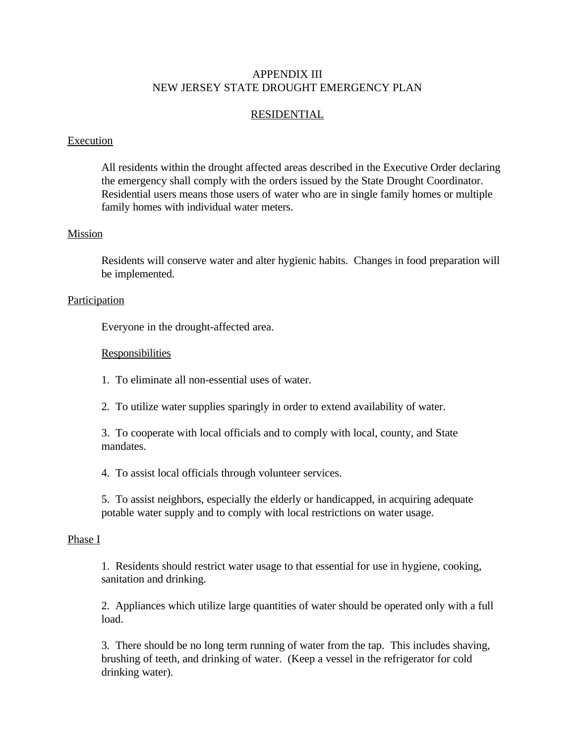# APPENDIX III
# NEW JERSEY STATE DROUGHT EMERGENCY PLAN

## RESIDENTIAL

### Execution

All residents within the drought affected areas described in the Executive Order declaring the emergency shall comply with the orders issued by the State Drought Coordinator. Residential users means those users of water who are in single family homes or multiple family homes with individual water meters.

### Mission

Residents will conserve water and alter hygienic habits. Changes in food preparation will be implemented.

### Participation

Everyone in the drought-affected area.

#### Responsibilities

1. To eliminate all non-essential uses of water.

2. To utilize water supplies sparingly in order to extend availability of water.

3. To cooperate with local officials and to comply with local, county, and State mandates.

4. To assist local officials through volunteer services.

5. To assist neighbors, especially the elderly or handicapped, in acquiring adequate potable water supply and to comply with local restrictions on water usage.

### Phase I

1. Residents should restrict water usage to that essential for use in hygiene, cooking, sanitation and drinking.

2. Appliances which utilize large quantities of water should be operated only with a full load.

3. There should be no long term running of water from the tap. This includes shaving, brushing of teeth, and drinking of water. (Keep a vessel in the refrigerator for cold drinking water).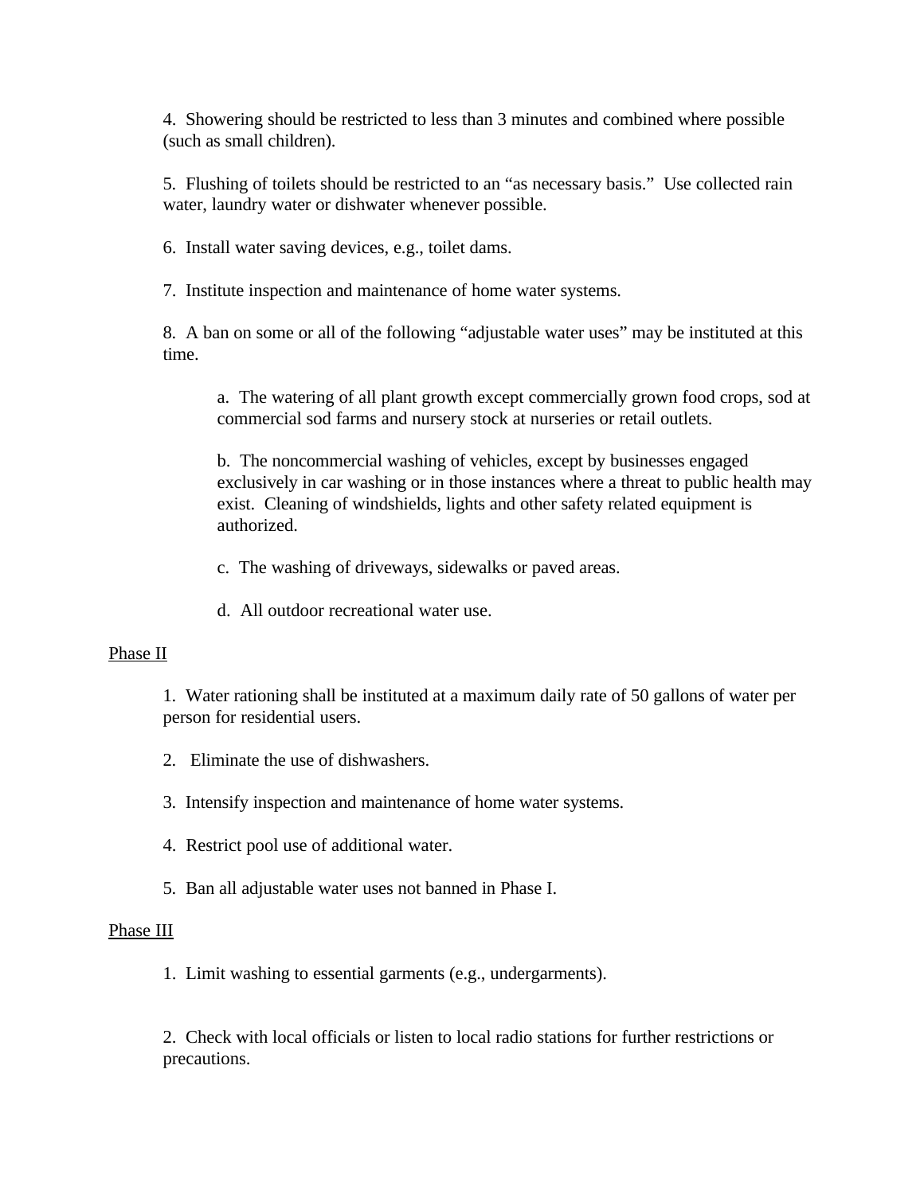4. Showering should be restricted to less than 3 minutes and combined where possible (such as small children).

5. Flushing of toilets should be restricted to an "as necessary basis." Use collected rain water, laundry water or dishwater whenever possible.

6. Install water saving devices, e.g., toilet dams.

7. Institute inspection and maintenance of home water systems.

8. A ban on some or all of the following "adjustable water uses" may be instituted at this time.

   a. The watering of all plant growth except commercially grown food crops, sod at commercial sod farms and nursery stock at nurseries or retail outlets.

   b. The noncommercial washing of vehicles, except by businesses engaged exclusively in car washing or in those instances where a threat to public health may exist. Cleaning of windshields, lights and other safety related equipment is authorized.

   c. The washing of driveways, sidewalks or paved areas.

   d. All outdoor recreational water use.

<u>Phase II</u>

1. Water rationing shall be instituted at a maximum daily rate of 50 gallons of water per person for residential users.

2. Eliminate the use of dishwashers.

3. Intensify inspection and maintenance of home water systems.

4. Restrict pool use of additional water.

5. Ban all adjustable water uses not banned in Phase I.

<u>Phase III</u>

1. Limit washing to essential garments (e.g., undergarments).

2. Check with local officials or listen to local radio stations for further restrictions or precautions.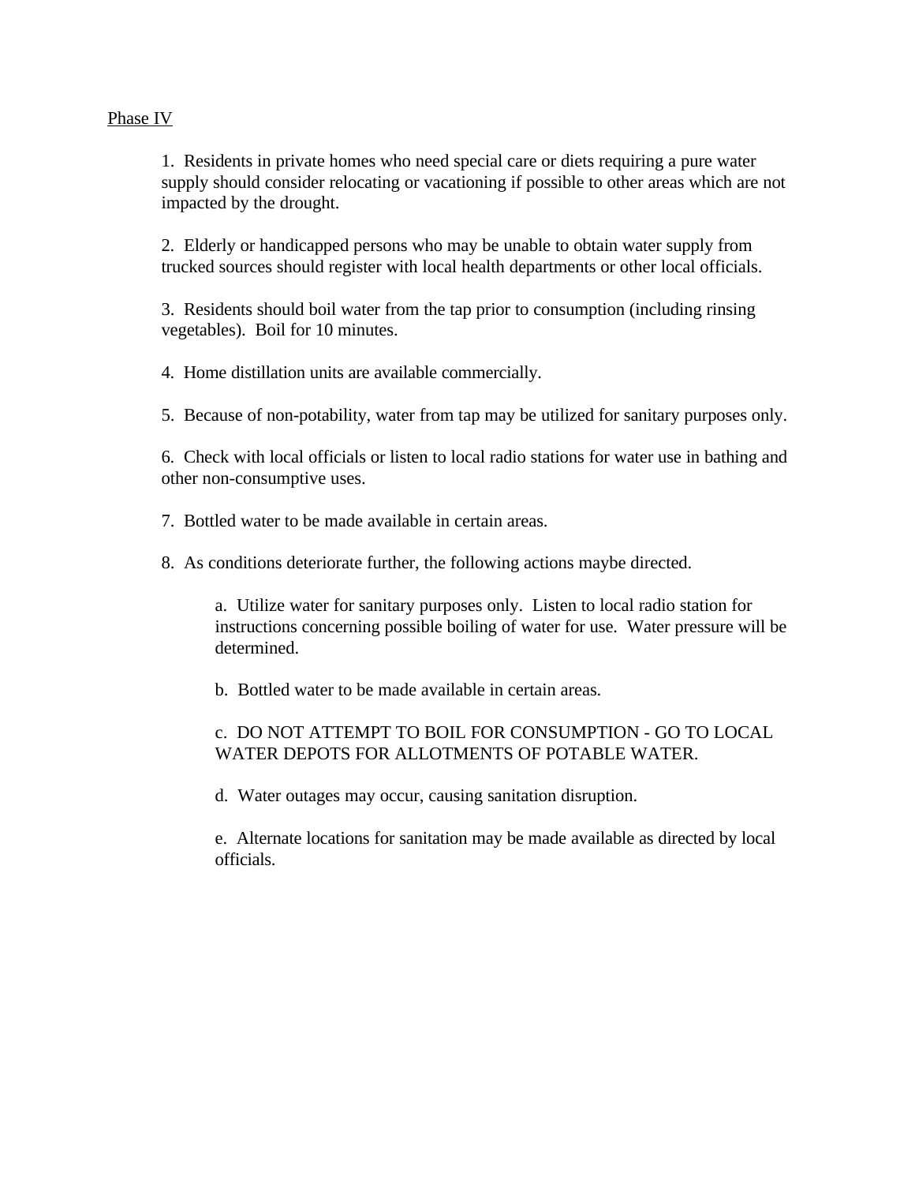Phase IV

1. Residents in private homes who need special care or diets requiring a pure water supply should consider relocating or vacationing if possible to other areas which are not impacted by the drought.

2. Elderly or handicapped persons who may be unable to obtain water supply from trucked sources should register with local health departments or other local officials.

3. Residents should boil water from the tap prior to consumption (including rinsing vegetables). Boil for 10 minutes.

4. Home distillation units are available commercially.

5. Because of non-potability, water from tap may be utilized for sanitary purposes only.

6. Check with local officials or listen to local radio stations for water use in bathing and other non-consumptive uses.

7. Bottled water to be made available in certain areas.

8. As conditions deteriorate further, the following actions maybe directed.

   a. Utilize water for sanitary purposes only. Listen to local radio station for instructions concerning possible boiling of water for use. Water pressure will be determined.

   b. Bottled water to be made available in certain areas.

   c. DO NOT ATTEMPT TO BOIL FOR CONSUMPTION - GO TO LOCAL WATER DEPOTS FOR ALLOTMENTS OF POTABLE WATER.

   d. Water outages may occur, causing sanitation disruption.

   e. Alternate locations for sanitation may be made available as directed by local officials.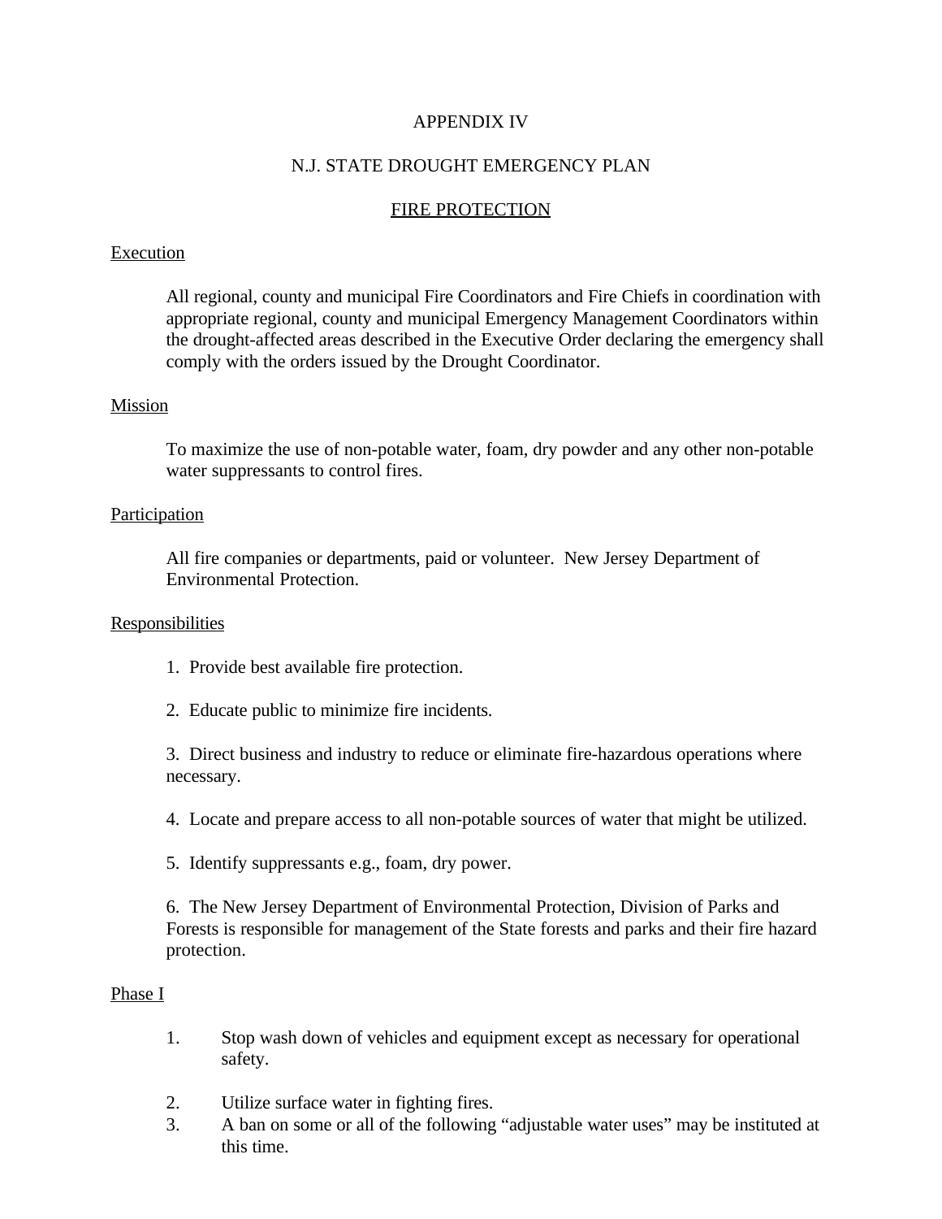# APPENDIX IV

## N.J. STATE DROUGHT EMERGENCY PLAN

## FIRE PROTECTION

### Execution

All regional, county and municipal Fire Coordinators and Fire Chiefs in coordination with appropriate regional, county and municipal Emergency Management Coordinators within the drought-affected areas described in the Executive Order declaring the emergency shall comply with the orders issued by the Drought Coordinator.

### Mission

To maximize the use of non-potable water, foam, dry powder and any other non-potable water suppressants to control fires.

### Participation

All fire companies or departments, paid or volunteer. New Jersey Department of Environmental Protection.

### Responsibilities

1. Provide best available fire protection.

2. Educate public to minimize fire incidents.

3. Direct business and industry to reduce or eliminate fire-hazardous operations where necessary.

4. Locate and prepare access to all non-potable sources of water that might be utilized.

5. Identify suppressants e.g., foam, dry power.

6. The New Jersey Department of Environmental Protection, Division of Parks and Forests is responsible for management of the State forests and parks and their fire hazard protection.

### Phase I

1. Stop wash down of vehicles and equipment except as necessary for operational safety.

2. Utilize surface water in fighting fires.
3. A ban on some or all of the following "adjustable water uses" may be instituted at this time.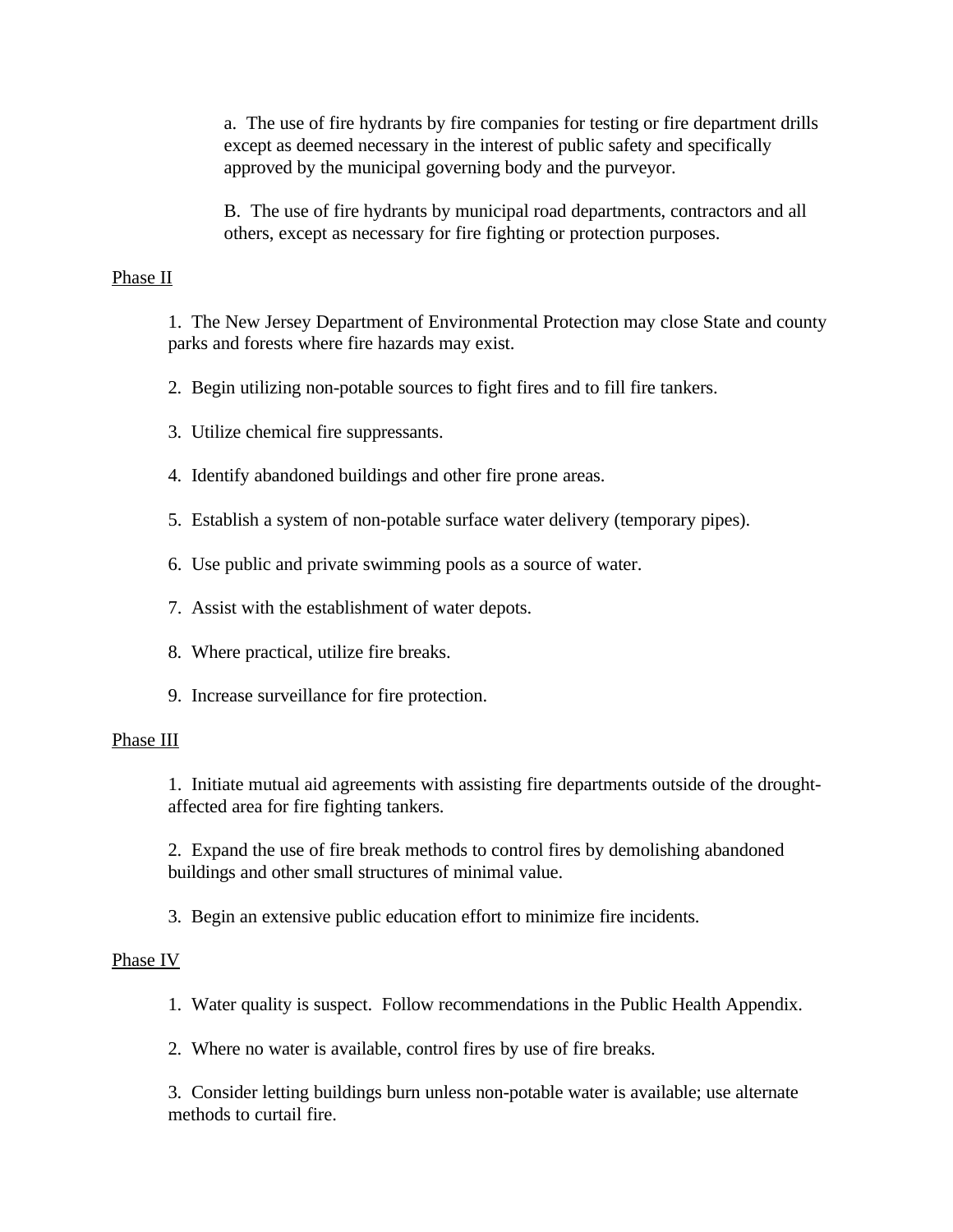a. The use of fire hydrants by fire companies for testing or fire department drills except as deemed necessary in the interest of public safety and specifically approved by the municipal governing body and the purveyor.

B. The use of fire hydrants by municipal road departments, contractors and all others, except as necessary for fire fighting or protection purposes.

<u>Phase II</u>

1. The New Jersey Department of Environmental Protection may close State and county parks and forests where fire hazards may exist.

2. Begin utilizing non-potable sources to fight fires and to fill fire tankers.

3. Utilize chemical fire suppressants.

4. Identify abandoned buildings and other fire prone areas.

5. Establish a system of non-potable surface water delivery (temporary pipes).

6. Use public and private swimming pools as a source of water.

7. Assist with the establishment of water depots.

8. Where practical, utilize fire breaks.

9. Increase surveillance for fire protection.

<u>Phase III</u>

1. Initiate mutual aid agreements with assisting fire departments outside of the drought-affected area for fire fighting tankers.

2. Expand the use of fire break methods to control fires by demolishing abandoned buildings and other small structures of minimal value.

3. Begin an extensive public education effort to minimize fire incidents.

<u>Phase IV</u>

1. Water quality is suspect. Follow recommendations in the Public Health Appendix.

2. Where no water is available, control fires by use of fire breaks.

3. Consider letting buildings burn unless non-potable water is available; use alternate methods to curtail fire.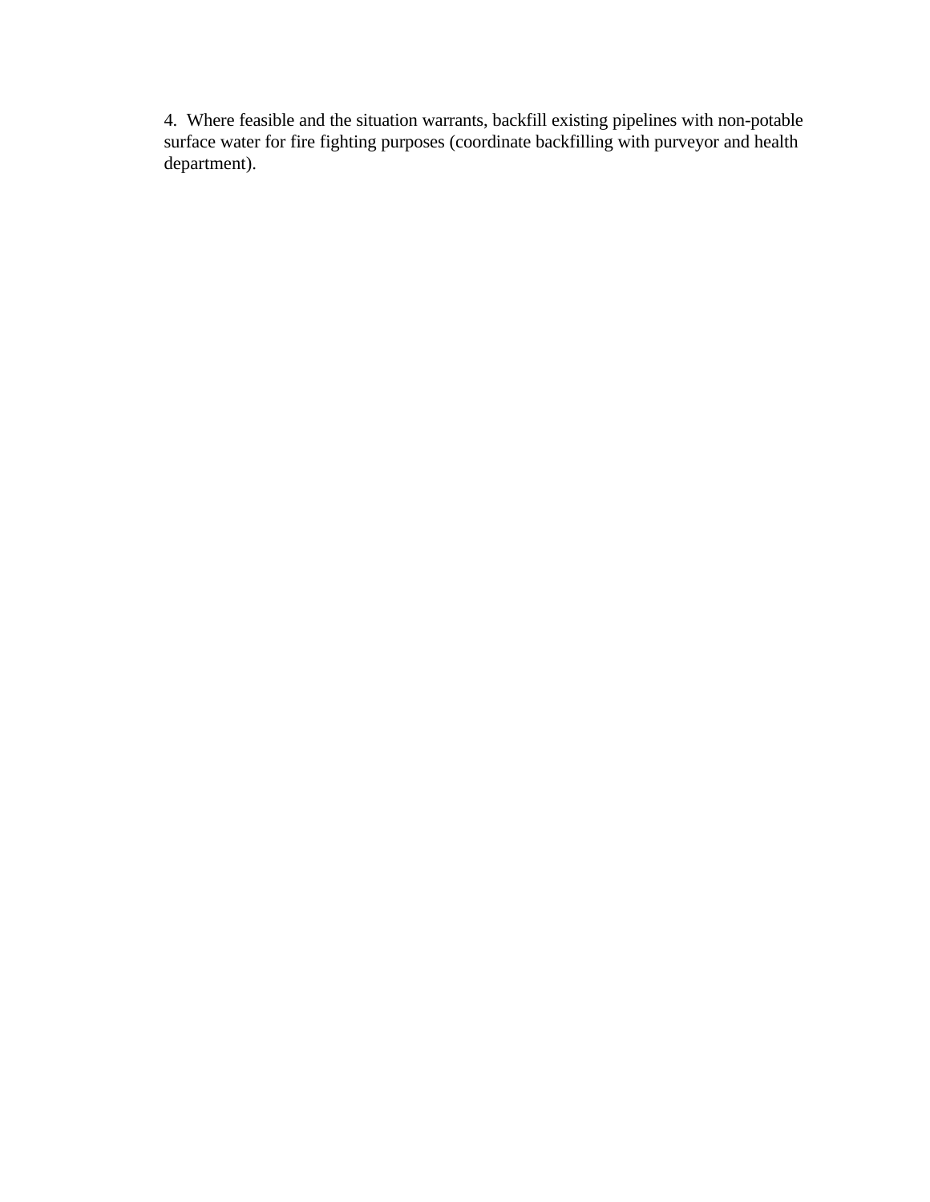4. Where feasible and the situation warrants, backfill existing pipelines with non-potable surface water for fire fighting purposes (coordinate backfilling with purveyor and health department).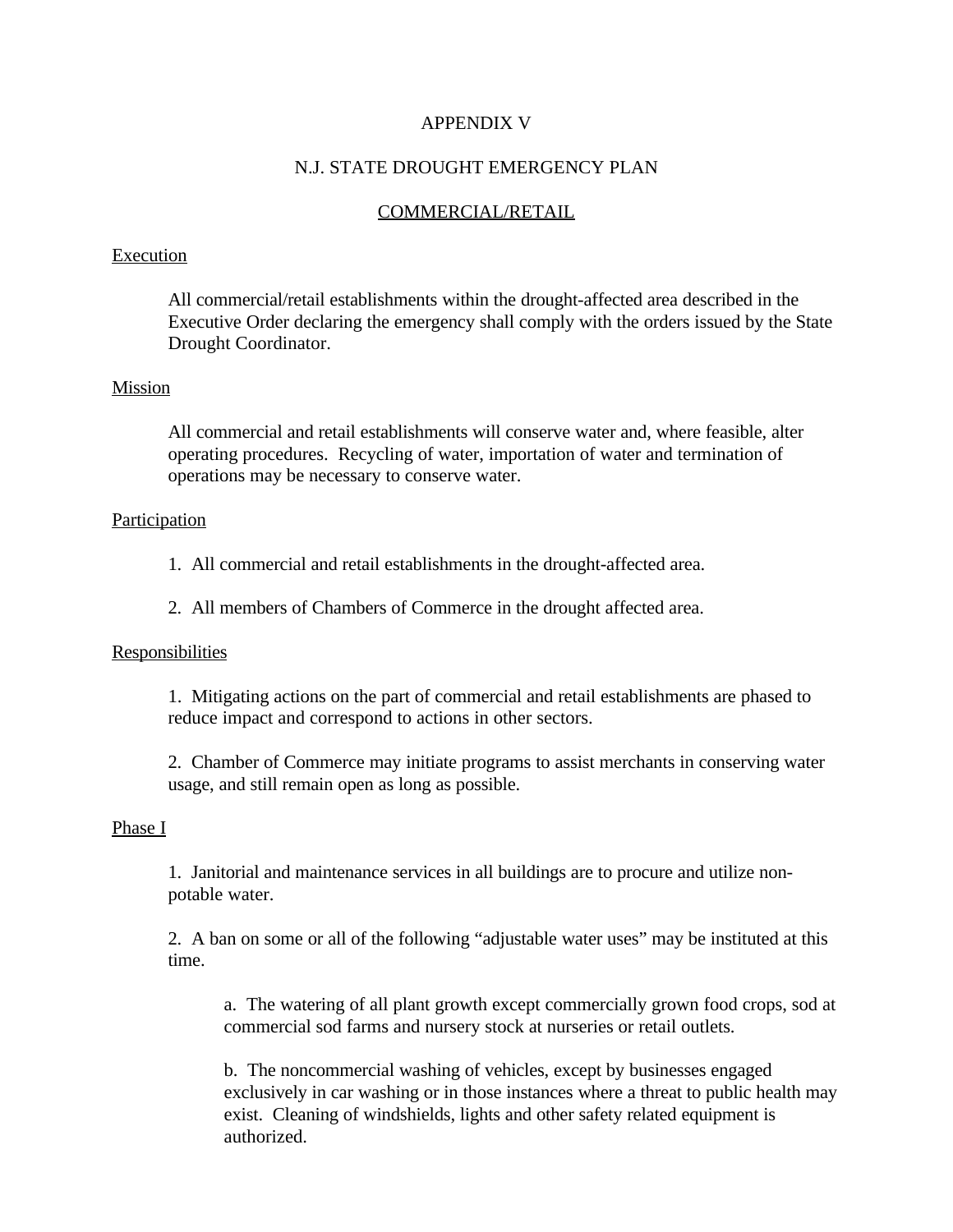# APPENDIX V

## N.J. STATE DROUGHT EMERGENCY PLAN

## COMMERCIAL/RETAIL

### Execution

All commercial/retail establishments within the drought-affected area described in the Executive Order declaring the emergency shall comply with the orders issued by the State Drought Coordinator.

### Mission

All commercial and retail establishments will conserve water and, where feasible, alter operating procedures. Recycling of water, importation of water and termination of operations may be necessary to conserve water.

### Participation

1. All commercial and retail establishments in the drought-affected area.

2. All members of Chambers of Commerce in the drought affected area.

### Responsibilities

1. Mitigating actions on the part of commercial and retail establishments are phased to reduce impact and correspond to actions in other sectors.

2. Chamber of Commerce may initiate programs to assist merchants in conserving water usage, and still remain open as long as possible.

### Phase I

1. Janitorial and maintenance services in all buildings are to procure and utilize non-potable water.

2. A ban on some or all of the following "adjustable water uses" may be instituted at this time.

   a. The watering of all plant growth except commercially grown food crops, sod at commercial sod farms and nursery stock at nurseries or retail outlets.

   b. The noncommercial washing of vehicles, except by businesses engaged exclusively in car washing or in those instances where a threat to public health may exist. Cleaning of windshields, lights and other safety related equipment is authorized.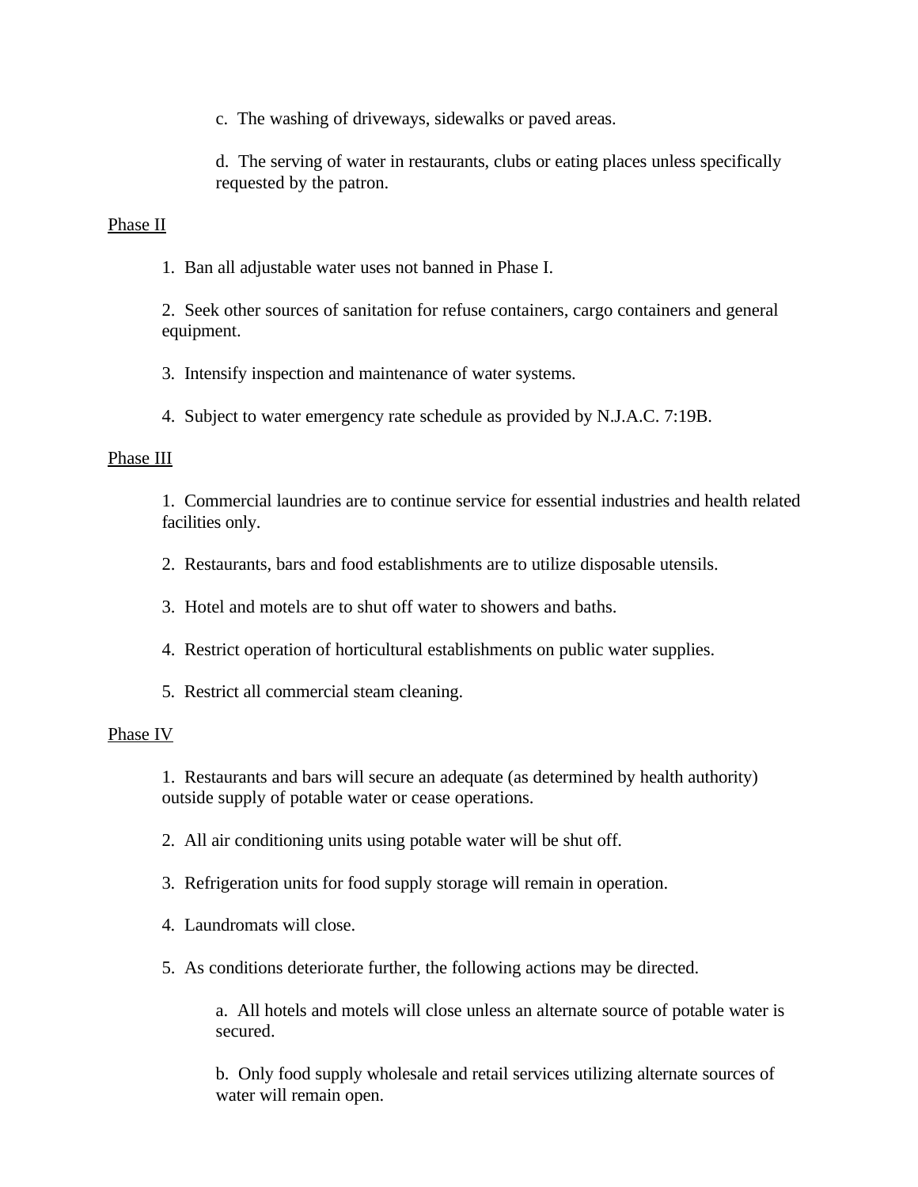c. The washing of driveways, sidewalks or paved areas.

d. The serving of water in restaurants, clubs or eating places unless specifically requested by the patron.

<u>Phase II</u>

1. Ban all adjustable water uses not banned in Phase I.

2. Seek other sources of sanitation for refuse containers, cargo containers and general equipment.

3. Intensify inspection and maintenance of water systems.

4. Subject to water emergency rate schedule as provided by N.J.A.C. 7:19B.

<u>Phase III</u>

1. Commercial laundries are to continue service for essential industries and health related facilities only.

2. Restaurants, bars and food establishments are to utilize disposable utensils.

3. Hotel and motels are to shut off water to showers and baths.

4. Restrict operation of horticultural establishments on public water supplies.

5. Restrict all commercial steam cleaning.

<u>Phase IV</u>

1. Restaurants and bars will secure an adequate (as determined by health authority) outside supply of potable water or cease operations.

2. All air conditioning units using potable water will be shut off.

3. Refrigeration units for food supply storage will remain in operation.

4. Laundromats will close.

5. As conditions deteriorate further, the following actions may be directed.

   a. All hotels and motels will close unless an alternate source of potable water is secured.

   b. Only food supply wholesale and retail services utilizing alternate sources of water will remain open.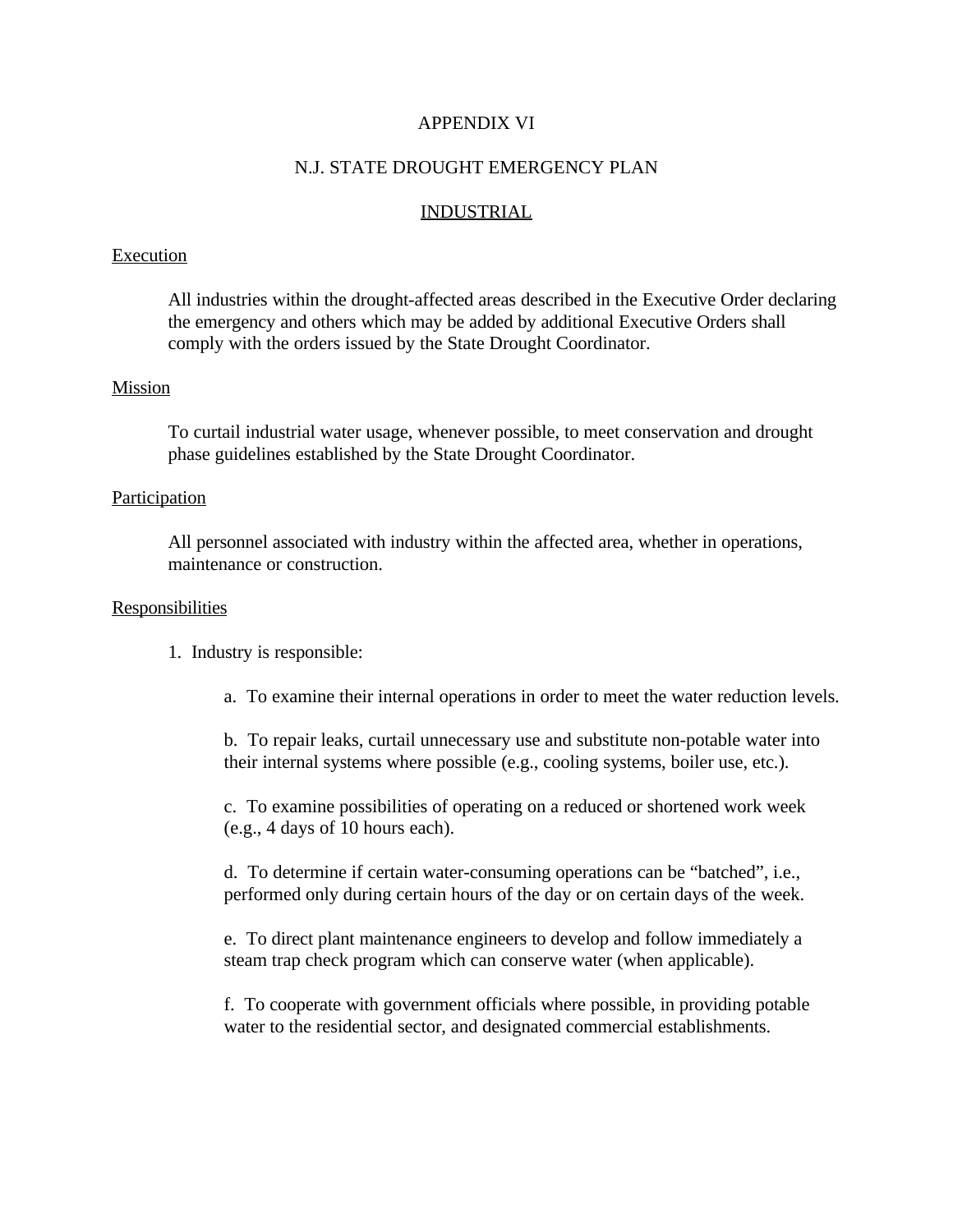# APPENDIX VI

## N.J. STATE DROUGHT EMERGENCY PLAN

## INDUSTRIAL

### Execution

All industries within the drought-affected areas described in the Executive Order declaring the emergency and others which may be added by additional Executive Orders shall comply with the orders issued by the State Drought Coordinator.

### Mission

To curtail industrial water usage, whenever possible, to meet conservation and drought phase guidelines established by the State Drought Coordinator.

### Participation

All personnel associated with industry within the affected area, whether in operations, maintenance or construction.

### Responsibilities

1. Industry is responsible:

   a. To examine their internal operations in order to meet the water reduction levels.

   b. To repair leaks, curtail unnecessary use and substitute non-potable water into their internal systems where possible (e.g., cooling systems, boiler use, etc.).

   c. To examine possibilities of operating on a reduced or shortened work week (e.g., 4 days of 10 hours each).

   d. To determine if certain water-consuming operations can be "batched", i.e., performed only during certain hours of the day or on certain days of the week.

   e. To direct plant maintenance engineers to develop and follow immediately a steam trap check program which can conserve water (when applicable).

   f. To cooperate with government officials where possible, in providing potable water to the residential sector, and designated commercial establishments.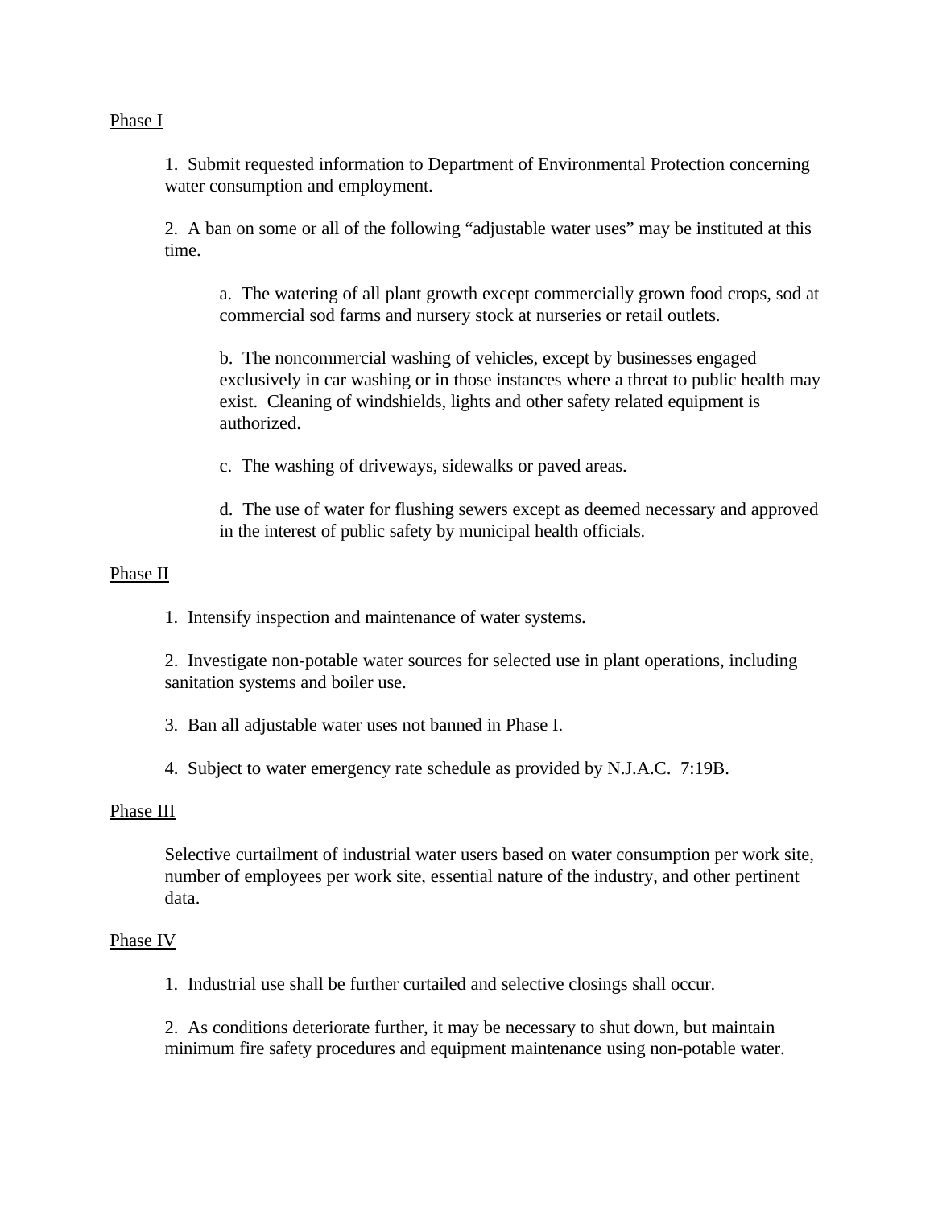Phase I

1. Submit requested information to Department of Environmental Protection concerning water consumption and employment.

2. A ban on some or all of the following "adjustable water uses" may be instituted at this time.

   a. The watering of all plant growth except commercially grown food crops, sod at commercial sod farms and nursery stock at nurseries or retail outlets.

   b. The noncommercial washing of vehicles, except by businesses engaged exclusively in car washing or in those instances where a threat to public health may exist. Cleaning of windshields, lights and other safety related equipment is authorized.

   c. The washing of driveways, sidewalks or paved areas.

   d. The use of water for flushing sewers except as deemed necessary and approved in the interest of public safety by municipal health officials.

Phase II

1. Intensify inspection and maintenance of water systems.

2. Investigate non-potable water sources for selected use in plant operations, including sanitation systems and boiler use.

3. Ban all adjustable water uses not banned in Phase I.

4. Subject to water emergency rate schedule as provided by N.J.A.C. 7:19B.

Phase III

Selective curtailment of industrial water users based on water consumption per work site, number of employees per work site, essential nature of the industry, and other pertinent data.

Phase IV

1. Industrial use shall be further curtailed and selective closings shall occur.

2. As conditions deteriorate further, it may be necessary to shut down, but maintain minimum fire safety procedures and equipment maintenance using non-potable water.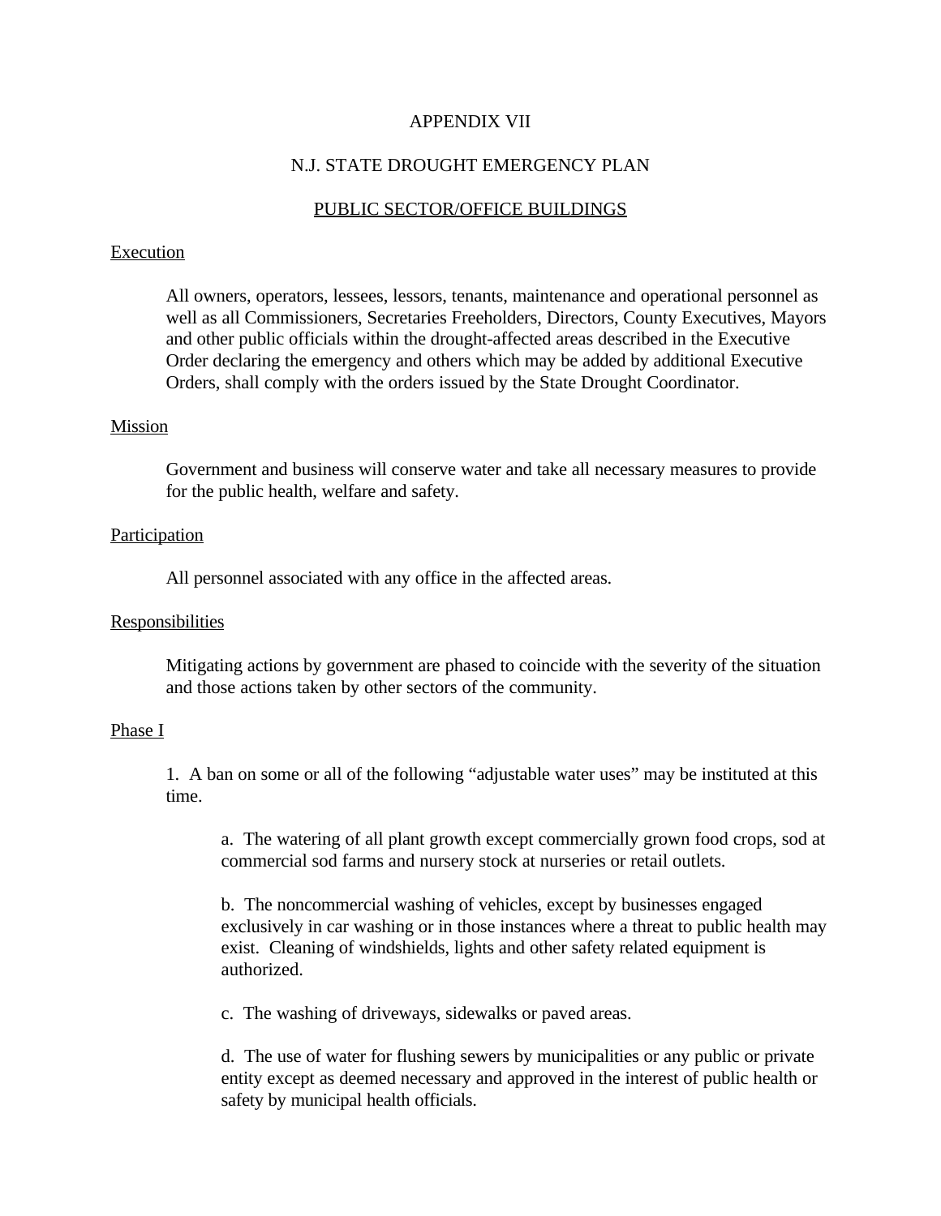# APPENDIX VII

## N.J. STATE DROUGHT EMERGENCY PLAN

## PUBLIC SECTOR/OFFICE BUILDINGS

### Execution

All owners, operators, lessees, lessors, tenants, maintenance and operational personnel as well as all Commissioners, Secretaries Freeholders, Directors, County Executives, Mayors and other public officials within the drought-affected areas described in the Executive Order declaring the emergency and others which may be added by additional Executive Orders, shall comply with the orders issued by the State Drought Coordinator.

### Mission

Government and business will conserve water and take all necessary measures to provide for the public health, welfare and safety.

### Participation

All personnel associated with any office in the affected areas.

### Responsibilities

Mitigating actions by government are phased to coincide with the severity of the situation and those actions taken by other sectors of the community.

### Phase I

1. A ban on some or all of the following "adjustable water uses" may be instituted at this time.

   a. The watering of all plant growth except commercially grown food crops, sod at commercial sod farms and nursery stock at nurseries or retail outlets.

   b. The noncommercial washing of vehicles, except by businesses engaged exclusively in car washing or in those instances where a threat to public health may exist. Cleaning of windshields, lights and other safety related equipment is authorized.

   c. The washing of driveways, sidewalks or paved areas.

   d. The use of water for flushing sewers by municipalities or any public or private entity except as deemed necessary and approved in the interest of public health or safety by municipal health officials.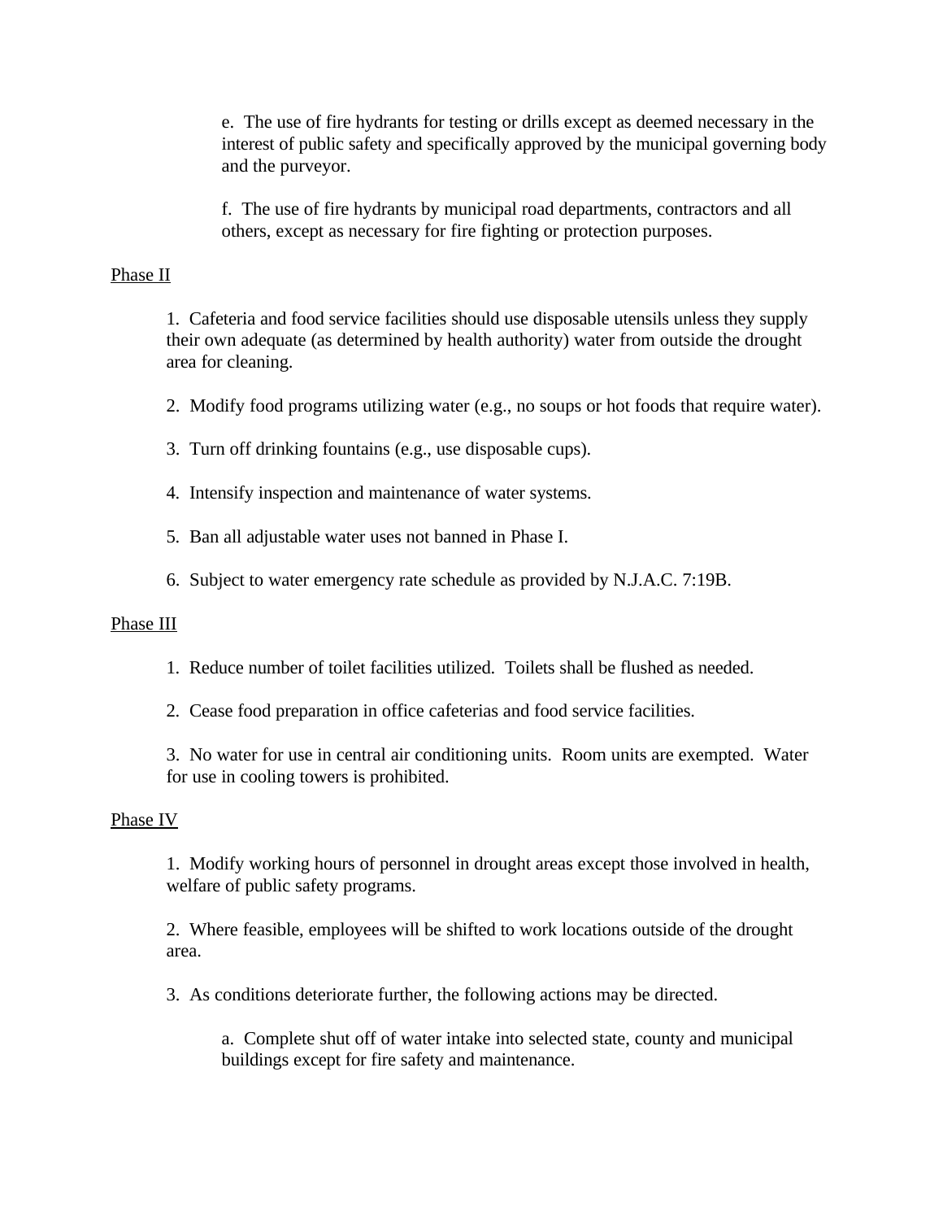e. The use of fire hydrants for testing or drills except as deemed necessary in the interest of public safety and specifically approved by the municipal governing body and the purveyor.

f. The use of fire hydrants by municipal road departments, contractors and all others, except as necessary for fire fighting or protection purposes.

Phase II

1. Cafeteria and food service facilities should use disposable utensils unless they supply their own adequate (as determined by health authority) water from outside the drought area for cleaning.

2. Modify food programs utilizing water (e.g., no soups or hot foods that require water).

3. Turn off drinking fountains (e.g., use disposable cups).

4. Intensify inspection and maintenance of water systems.

5. Ban all adjustable water uses not banned in Phase I.

6. Subject to water emergency rate schedule as provided by N.J.A.C. 7:19B.

Phase III

1. Reduce number of toilet facilities utilized. Toilets shall be flushed as needed.

2. Cease food preparation in office cafeterias and food service facilities.

3. No water for use in central air conditioning units. Room units are exempted. Water for use in cooling towers is prohibited.

Phase IV

1. Modify working hours of personnel in drought areas except those involved in health, welfare of public safety programs.

2. Where feasible, employees will be shifted to work locations outside of the drought area.

3. As conditions deteriorate further, the following actions may be directed.

a. Complete shut off of water intake into selected state, county and municipal buildings except for fire safety and maintenance.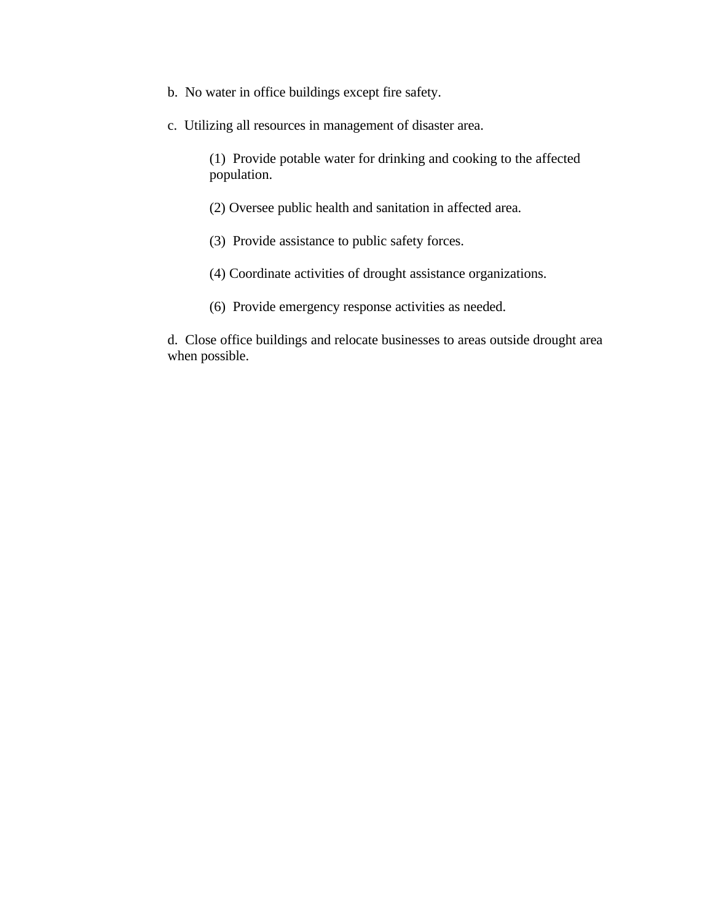b. No water in office buildings except fire safety.

c. Utilizing all resources in management of disaster area.

> (1) Provide potable water for drinking and cooking to the affected population.
>
> (2) Oversee public health and sanitation in affected area.
>
> (3) Provide assistance to public safety forces.
>
> (4) Coordinate activities of drought assistance organizations.
>
> (6) Provide emergency response activities as needed.

d. Close office buildings and relocate businesses to areas outside drought area when possible.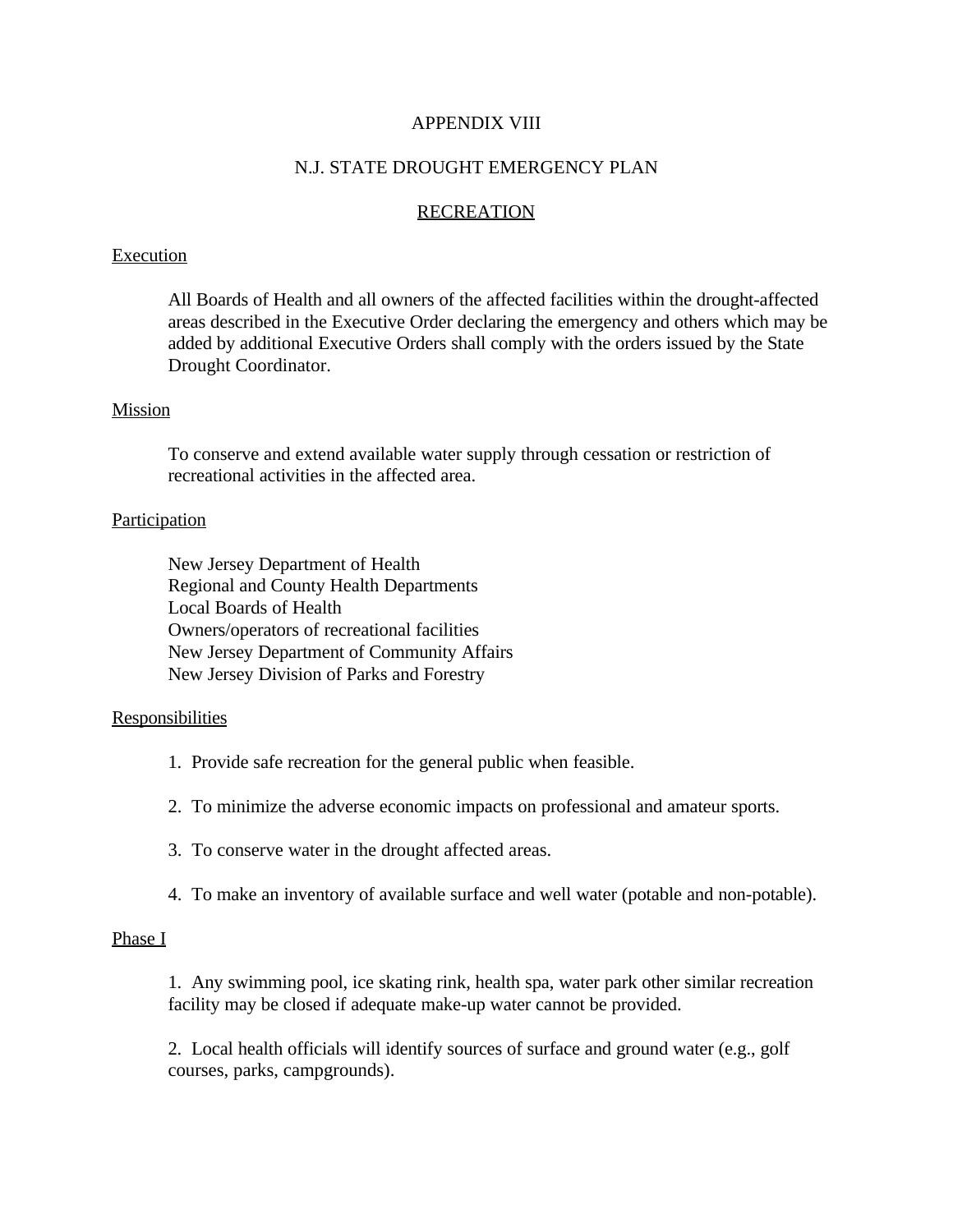# APPENDIX VIII

## N.J. STATE DROUGHT EMERGENCY PLAN

## RECREATION

### Execution

All Boards of Health and all owners of the affected facilities within the drought-affected areas described in the Executive Order declaring the emergency and others which may be added by additional Executive Orders shall comply with the orders issued by the State Drought Coordinator.

### Mission

To conserve and extend available water supply through cessation or restriction of recreational activities in the affected area.

### Participation

New Jersey Department of Health
Regional and County Health Departments
Local Boards of Health
Owners/operators of recreational facilities
New Jersey Department of Community Affairs
New Jersey Division of Parks and Forestry

### Responsibilities

1. Provide safe recreation for the general public when feasible.

2. To minimize the adverse economic impacts on professional and amateur sports.

3. To conserve water in the drought affected areas.

4. To make an inventory of available surface and well water (potable and non-potable).

### Phase I

1. Any swimming pool, ice skating rink, health spa, water park other similar recreation facility may be closed if adequate make-up water cannot be provided.

2. Local health officials will identify sources of surface and ground water (e.g., golf courses, parks, campgrounds).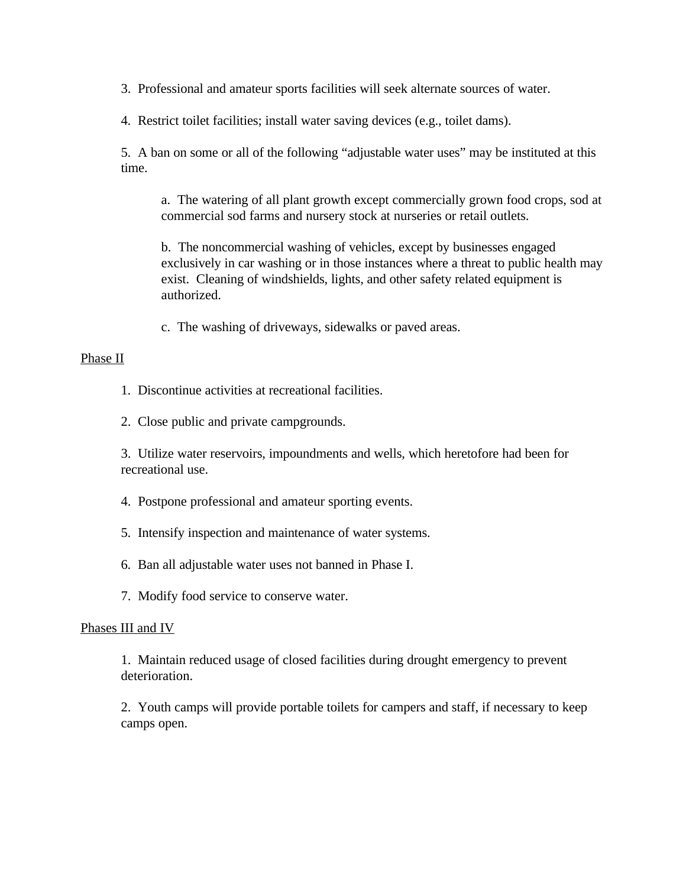3. Professional and amateur sports facilities will seek alternate sources of water.

4. Restrict toilet facilities; install water saving devices (e.g., toilet dams).

5. A ban on some or all of the following "adjustable water uses" may be instituted at this time.

> a. The watering of all plant growth except commercially grown food crops, sod at commercial sod farms and nursery stock at nurseries or retail outlets.
>
> b. The noncommercial washing of vehicles, except by businesses engaged exclusively in car washing or in those instances where a threat to public health may exist. Cleaning of windshields, lights, and other safety related equipment is authorized.
>
> c. The washing of driveways, sidewalks or paved areas.

<u>Phase II</u>

1. Discontinue activities at recreational facilities.

2. Close public and private campgrounds.

3. Utilize water reservoirs, impoundments and wells, which heretofore had been for recreational use.

4. Postpone professional and amateur sporting events.

5. Intensify inspection and maintenance of water systems.

6. Ban all adjustable water uses not banned in Phase I.

7. Modify food service to conserve water.

<u>Phases III and IV</u>

1. Maintain reduced usage of closed facilities during drought emergency to prevent deterioration.

2. Youth camps will provide portable toilets for campers and staff, if necessary to keep camps open.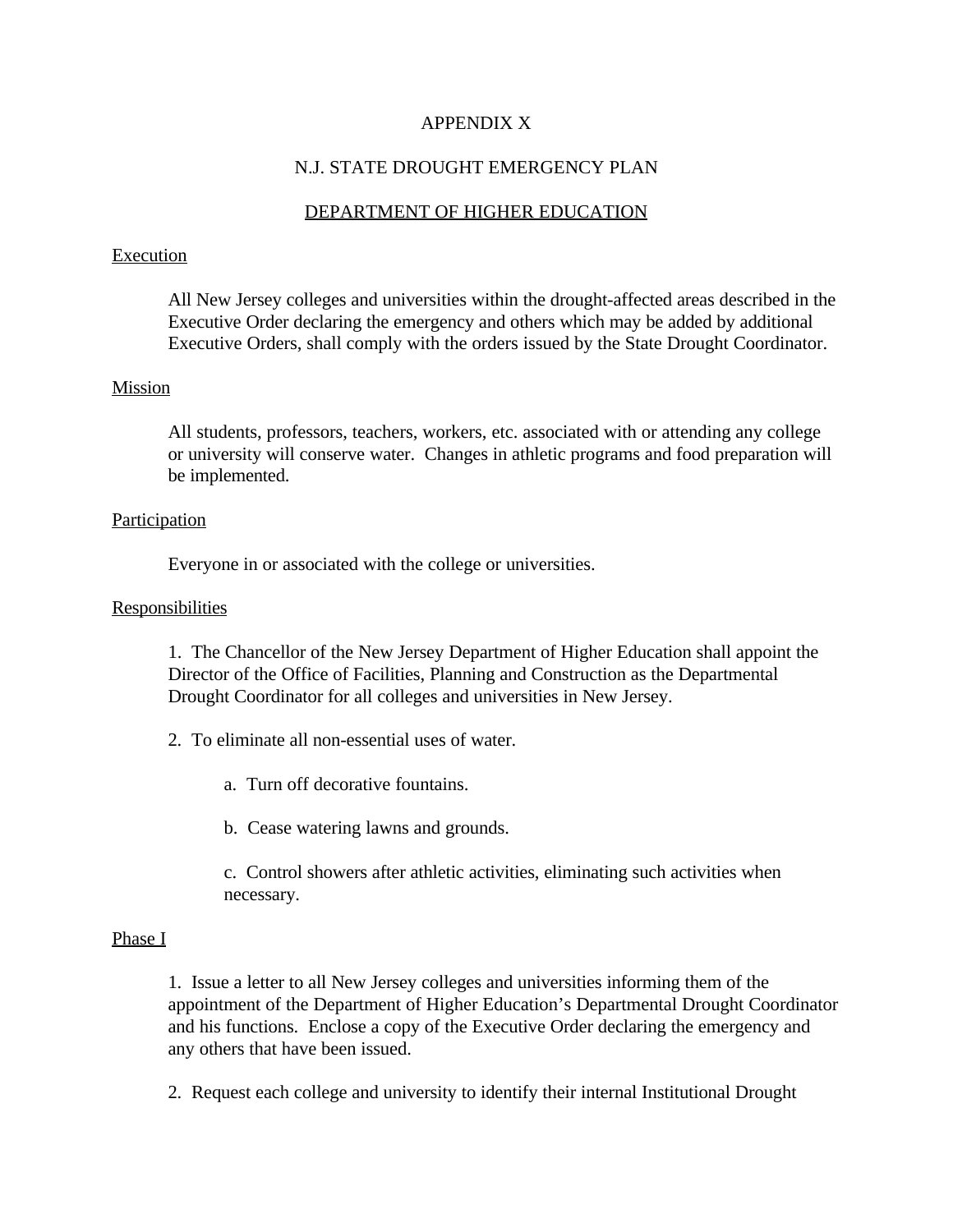# APPENDIX X

## N.J. STATE DROUGHT EMERGENCY PLAN

## DEPARTMENT OF HIGHER EDUCATION

### Execution

All New Jersey colleges and universities within the drought-affected areas described in the Executive Order declaring the emergency and others which may be added by additional Executive Orders, shall comply with the orders issued by the State Drought Coordinator.

### Mission

All students, professors, teachers, workers, etc. associated with or attending any college or university will conserve water. Changes in athletic programs and food preparation will be implemented.

### Participation

Everyone in or associated with the college or universities.

### Responsibilities

1. The Chancellor of the New Jersey Department of Higher Education shall appoint the Director of the Office of Facilities, Planning and Construction as the Departmental Drought Coordinator for all colleges and universities in New Jersey.

2. To eliminate all non-essential uses of water.

   a. Turn off decorative fountains.

   b. Cease watering lawns and grounds.

   c. Control showers after athletic activities, eliminating such activities when necessary.

### Phase I

1. Issue a letter to all New Jersey colleges and universities informing them of the appointment of the Department of Higher Education's Departmental Drought Coordinator and his functions. Enclose a copy of the Executive Order declaring the emergency and any others that have been issued.

2. Request each college and university to identify their internal Institutional Drought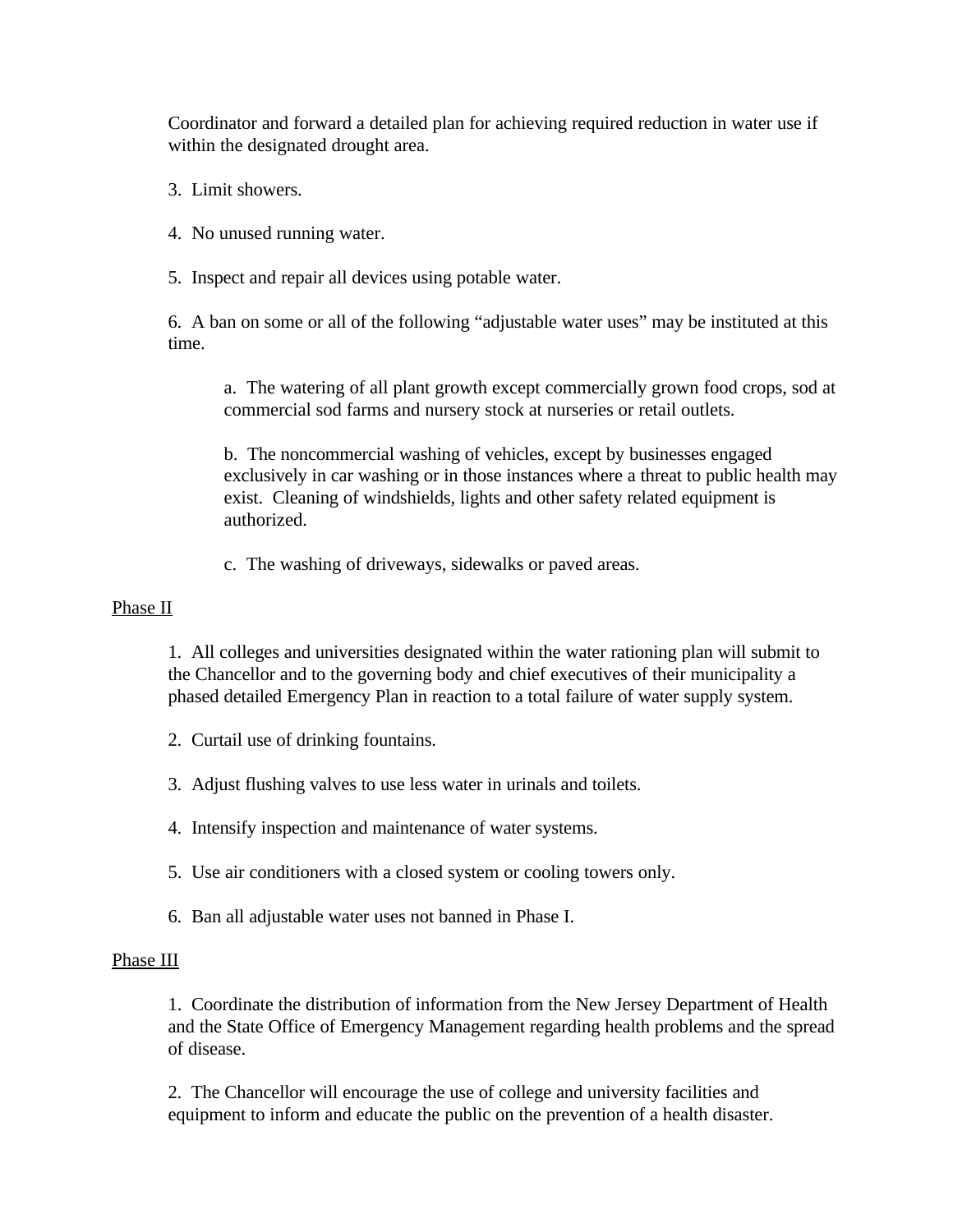Coordinator and forward a detailed plan for achieving required reduction in water use if within the designated drought area.

3. Limit showers.

4. No unused running water.

5. Inspect and repair all devices using potable water.

6. A ban on some or all of the following "adjustable water uses" may be instituted at this time.

   a. The watering of all plant growth except commercially grown food crops, sod at commercial sod farms and nursery stock at nurseries or retail outlets.

   b. The noncommercial washing of vehicles, except by businesses engaged exclusively in car washing or in those instances where a threat to public health may exist. Cleaning of windshields, lights and other safety related equipment is authorized.

   c. The washing of driveways, sidewalks or paved areas.

<u>Phase II</u>

1. All colleges and universities designated within the water rationing plan will submit to the Chancellor and to the governing body and chief executives of their municipality a phased detailed Emergency Plan in reaction to a total failure of water supply system.

2. Curtail use of drinking fountains.

3. Adjust flushing valves to use less water in urinals and toilets.

4. Intensify inspection and maintenance of water systems.

5. Use air conditioners with a closed system or cooling towers only.

6. Ban all adjustable water uses not banned in Phase I.

<u>Phase III</u>

1. Coordinate the distribution of information from the New Jersey Department of Health and the State Office of Emergency Management regarding health problems and the spread of disease.

2. The Chancellor will encourage the use of college and university facilities and equipment to inform and educate the public on the prevention of a health disaster.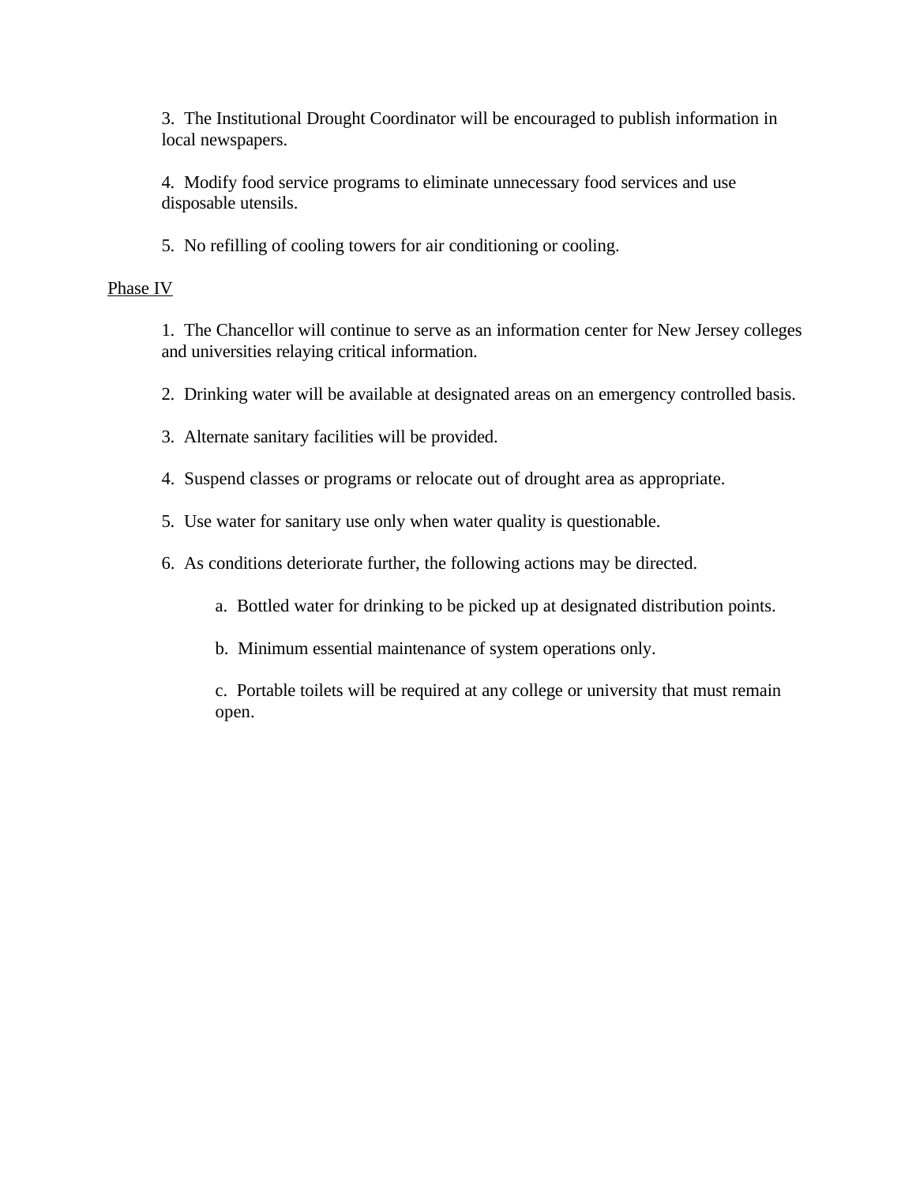3. The Institutional Drought Coordinator will be encouraged to publish information in local newspapers.

4. Modify food service programs to eliminate unnecessary food services and use disposable utensils.

5. No refilling of cooling towers for air conditioning or cooling.

<u>Phase IV</u>

1. The Chancellor will continue to serve as an information center for New Jersey colleges and universities relaying critical information.

2. Drinking water will be available at designated areas on an emergency controlled basis.

3. Alternate sanitary facilities will be provided.

4. Suspend classes or programs or relocate out of drought area as appropriate.

5. Use water for sanitary use only when water quality is questionable.

6. As conditions deteriorate further, the following actions may be directed.

   a. Bottled water for drinking to be picked up at designated distribution points.

   b. Minimum essential maintenance of system operations only.

   c. Portable toilets will be required at any college or university that must remain open.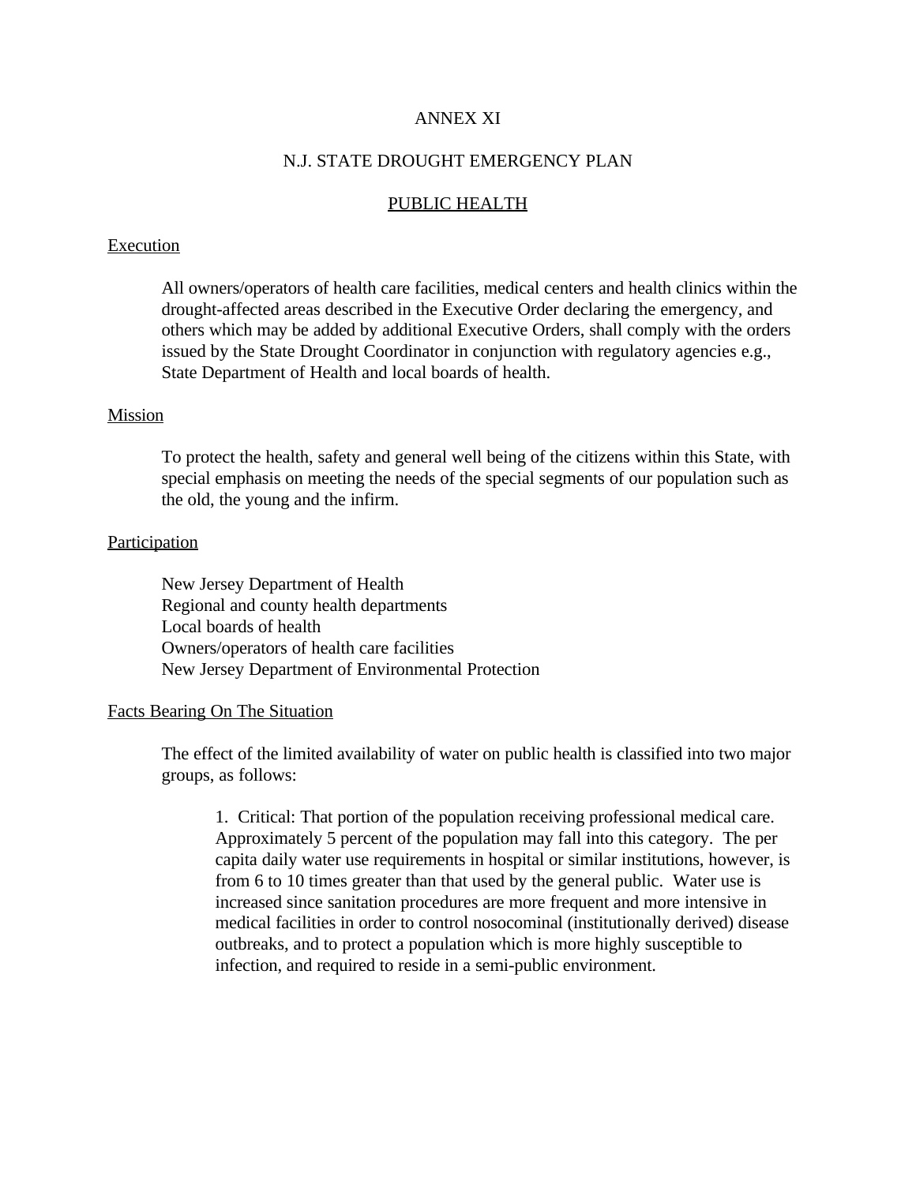# ANNEX XI

## N.J. STATE DROUGHT EMERGENCY PLAN

## PUBLIC HEALTH

### Execution

All owners/operators of health care facilities, medical centers and health clinics within the drought-affected areas described in the Executive Order declaring the emergency, and others which may be added by additional Executive Orders, shall comply with the orders issued by the State Drought Coordinator in conjunction with regulatory agencies e.g., State Department of Health and local boards of health.

### Mission

To protect the health, safety and general well being of the citizens within this State, with special emphasis on meeting the needs of the special segments of our population such as the old, the young and the infirm.

### Participation

New Jersey Department of Health
Regional and county health departments
Local boards of health
Owners/operators of health care facilities
New Jersey Department of Environmental Protection

### Facts Bearing On The Situation

The effect of the limited availability of water on public health is classified into two major groups, as follows:

1. Critical: That portion of the population receiving professional medical care. Approximately 5 percent of the population may fall into this category. The per capita daily water use requirements in hospital or similar institutions, however, is from 6 to 10 times greater than that used by the general public. Water use is increased since sanitation procedures are more frequent and more intensive in medical facilities in order to control nosocominal (institutionally derived) disease outbreaks, and to protect a population which is more highly susceptible to infection, and required to reside in a semi-public environment.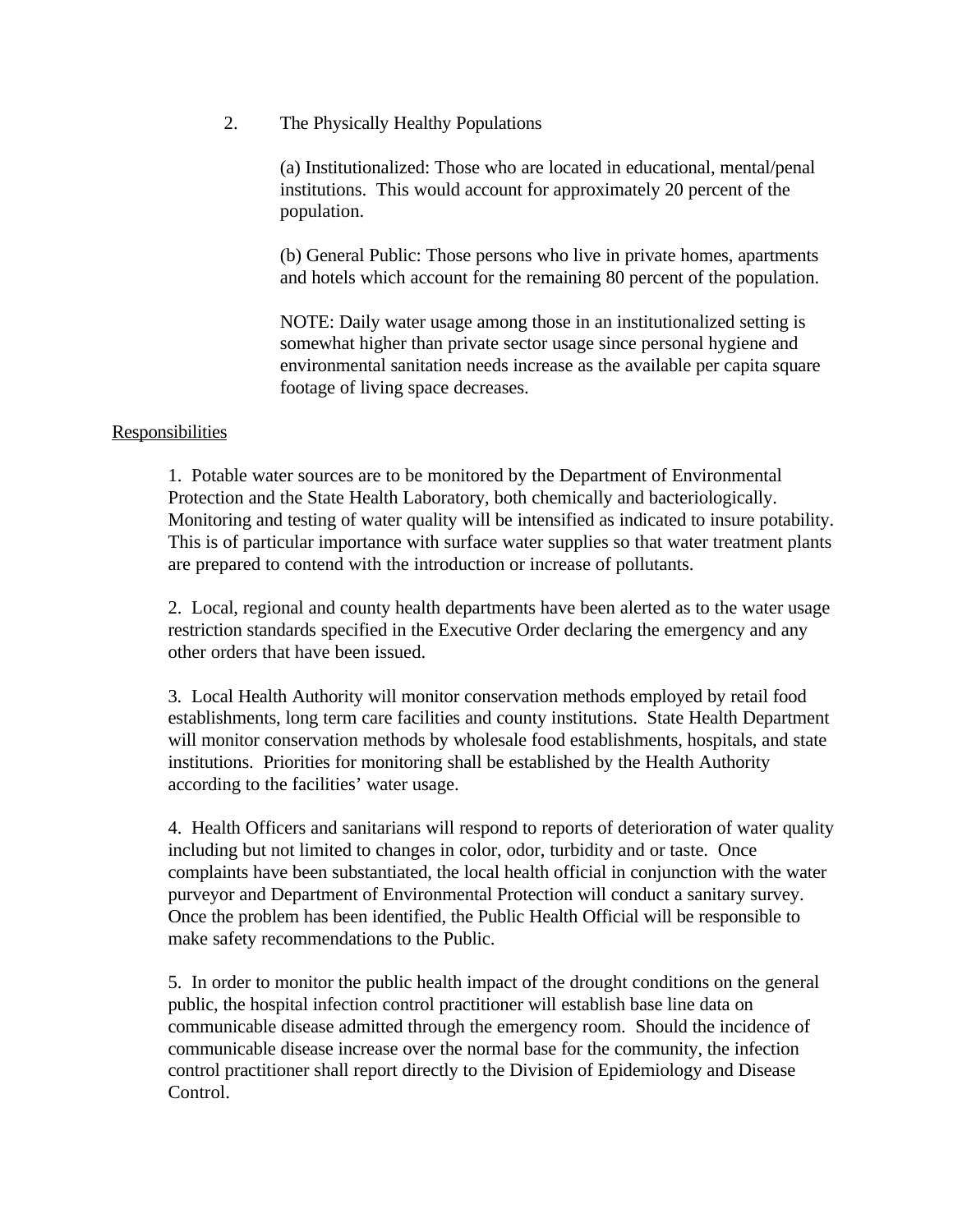2. The Physically Healthy Populations

   (a) Institutionalized: Those who are located in educational, mental/penal institutions. This would account for approximately 20 percent of the population.

   (b) General Public: Those persons who live in private homes, apartments and hotels which account for the remaining 80 percent of the population.

   NOTE: Daily water usage among those in an institutionalized setting is somewhat higher than private sector usage since personal hygiene and environmental sanitation needs increase as the available per capita square footage of living space decreases.

<u>Responsibilities</u>

1. Potable water sources are to be monitored by the Department of Environmental Protection and the State Health Laboratory, both chemically and bacteriologically. Monitoring and testing of water quality will be intensified as indicated to insure potability. This is of particular importance with surface water supplies so that water treatment plants are prepared to contend with the introduction or increase of pollutants.

2. Local, regional and county health departments have been alerted as to the water usage restriction standards specified in the Executive Order declaring the emergency and any other orders that have been issued.

3. Local Health Authority will monitor conservation methods employed by retail food establishments, long term care facilities and county institutions. State Health Department will monitor conservation methods by wholesale food establishments, hospitals, and state institutions. Priorities for monitoring shall be established by the Health Authority according to the facilities' water usage.

4. Health Officers and sanitarians will respond to reports of deterioration of water quality including but not limited to changes in color, odor, turbidity and or taste. Once complaints have been substantiated, the local health official in conjunction with the water purveyor and Department of Environmental Protection will conduct a sanitary survey. Once the problem has been identified, the Public Health Official will be responsible to make safety recommendations to the Public.

5. In order to monitor the public health impact of the drought conditions on the general public, the hospital infection control practitioner will establish base line data on communicable disease admitted through the emergency room. Should the incidence of communicable disease increase over the normal base for the community, the infection control practitioner shall report directly to the Division of Epidemiology and Disease Control.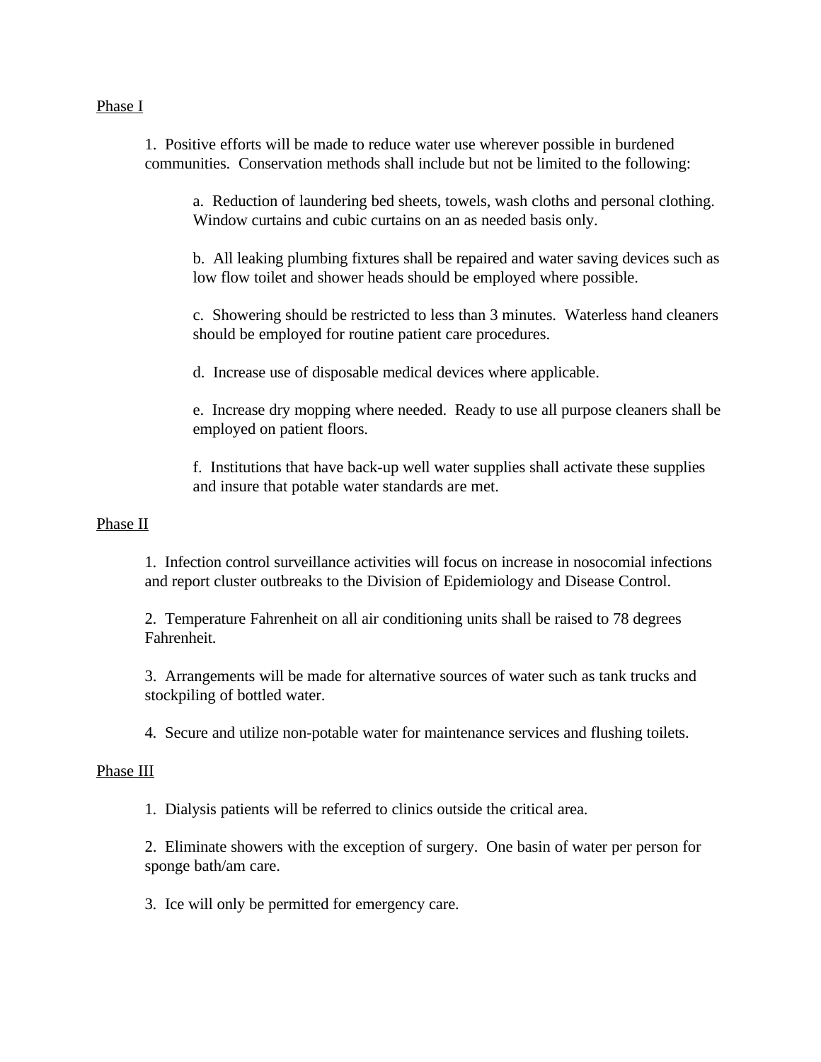Phase I

1. Positive efforts will be made to reduce water use wherever possible in burdened communities. Conservation methods shall include but not be limited to the following:

   a. Reduction of laundering bed sheets, towels, wash cloths and personal clothing. Window curtains and cubic curtains on an as needed basis only.

   b. All leaking plumbing fixtures shall be repaired and water saving devices such as low flow toilet and shower heads should be employed where possible.

   c. Showering should be restricted to less than 3 minutes. Waterless hand cleaners should be employed for routine patient care procedures.

   d. Increase use of disposable medical devices where applicable.

   e. Increase dry mopping where needed. Ready to use all purpose cleaners shall be employed on patient floors.

   f. Institutions that have back-up well water supplies shall activate these supplies and insure that potable water standards are met.

Phase II

1. Infection control surveillance activities will focus on increase in nosocomial infections and report cluster outbreaks to the Division of Epidemiology and Disease Control.

2. Temperature Fahrenheit on all air conditioning units shall be raised to 78 degrees Fahrenheit.

3. Arrangements will be made for alternative sources of water such as tank trucks and stockpiling of bottled water.

4. Secure and utilize non-potable water for maintenance services and flushing toilets.

Phase III

1. Dialysis patients will be referred to clinics outside the critical area.

2. Eliminate showers with the exception of surgery. One basin of water per person for sponge bath/am care.

3. Ice will only be permitted for emergency care.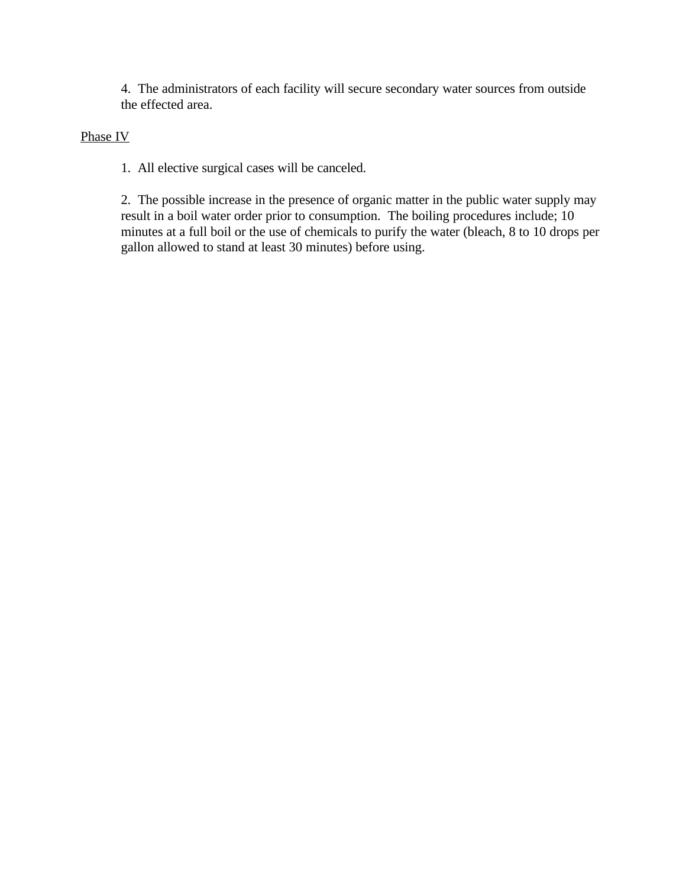4. The administrators of each facility will secure secondary water sources from outside the effected area.

Phase IV

1. All elective surgical cases will be canceled.

2. The possible increase in the presence of organic matter in the public water supply may result in a boil water order prior to consumption. The boiling procedures include; 10 minutes at a full boil or the use of chemicals to purify the water (bleach, 8 to 10 drops per gallon allowed to stand at least 30 minutes) before using.